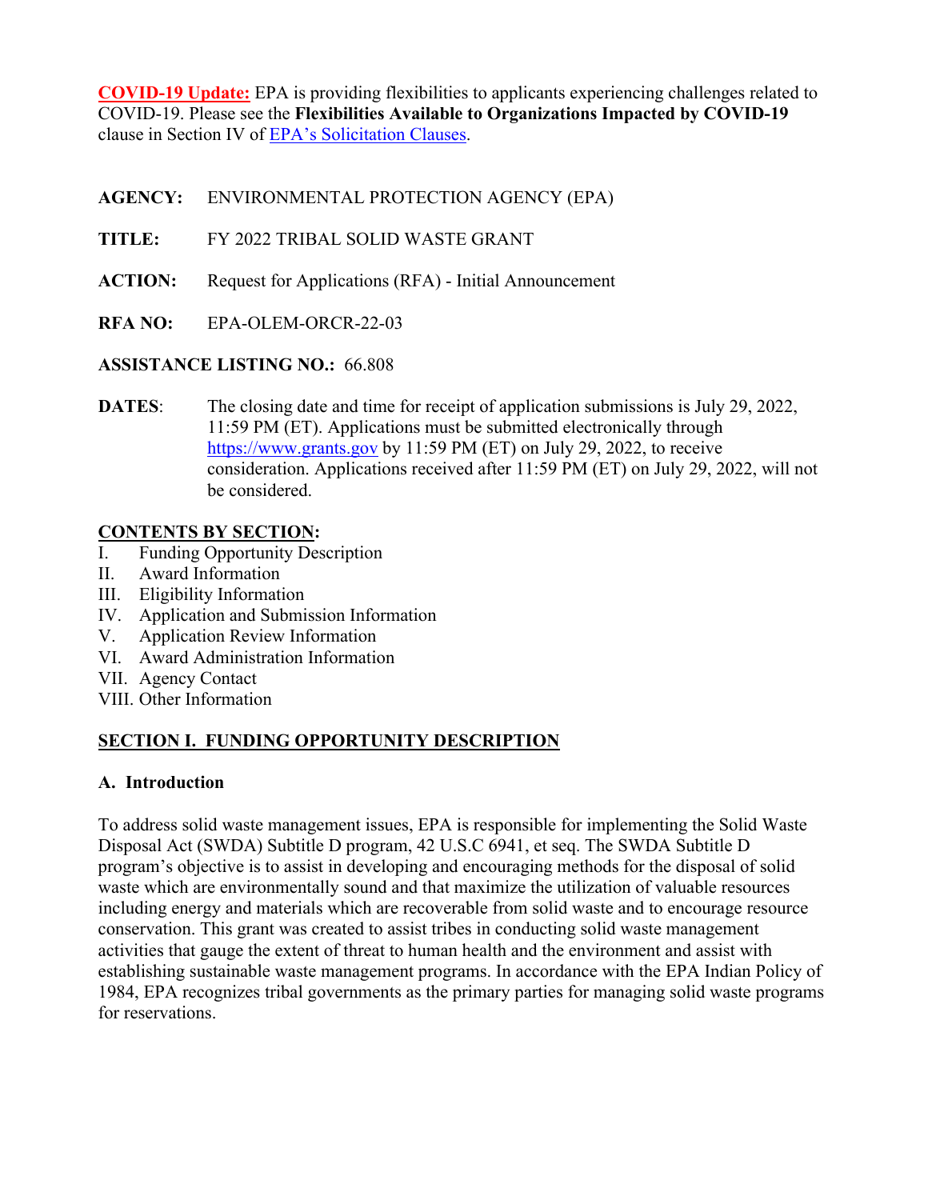**COVID-19 Update:** EPA is providing flexibilities to applicants experiencing challenges related to COVID-19. Please see the **Flexibilities Available to Organizations Impacted by COVID-19** clause in Section IV of [EPA's Solicitation Clauses](#).

**AGENCY:** ENVIRONMENTAL PROTECTION AGENCY (EPA)

**TITLE:** FY 2022 TRIBAL SOLID WASTE GRANT

**ACTION:** Request for Applications (RFA) - Initial Announcement

**RFA NO:** EPA-OLEM-ORCR-22-03

**ASSISTANCE LISTING NO.:** 66.808

**DATES**: The closing date and time for receipt of application submissions is July 29, 2022, 11:59 PM (ET). Applications must be submitted electronically through https://www.grants.gov by 11:59 PM (ET) on July 29, 2022, to receive consideration. Applications received after 11:59 PM (ET) on July 29, 2022, will not be considered.

**CONTENTS BY SECTION:**

I. Funding Opportunity Description
II. Award Information
III. Eligibility Information
IV. Application and Submission Information
V. Application Review Information
VI. Award Administration Information
VII. Agency Contact
VIII. Other Information

## SECTION I. FUNDING OPPORTUNITY DESCRIPTION

### A. Introduction

To address solid waste management issues, EPA is responsible for implementing the Solid Waste Disposal Act (SWDA) Subtitle D program, 42 U.S.C 6941, et seq. The SWDA Subtitle D program's objective is to assist in developing and encouraging methods for the disposal of solid waste which are environmentally sound and that maximize the utilization of valuable resources including energy and materials which are recoverable from solid waste and to encourage resource conservation. This grant was created to assist tribes in conducting solid waste management activities that gauge the extent of threat to human health and the environment and assist with establishing sustainable waste management programs. In accordance with the EPA Indian Policy of 1984, EPA recognizes tribal governments as the primary parties for managing solid waste programs for reservations.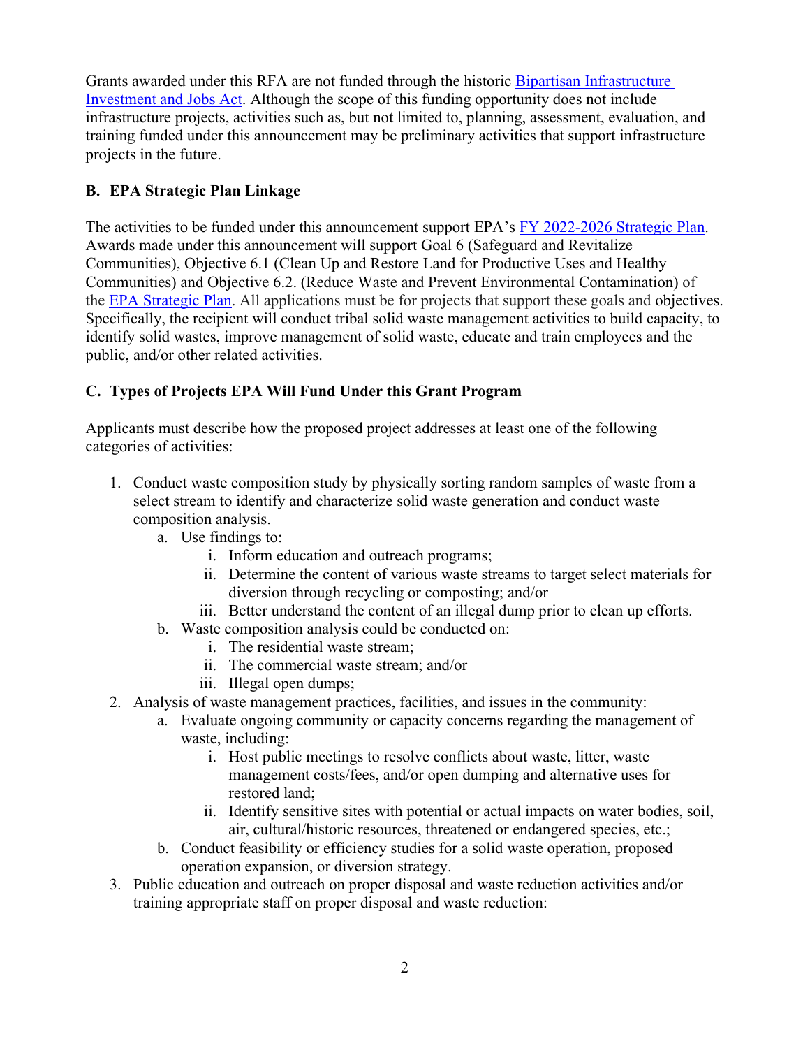Grants awarded under this RFA are not funded through the historic [Bipartisan Infrastructure Investment and Jobs Act](). Although the scope of this funding opportunity does not include infrastructure projects, activities such as, but not limited to, planning, assessment, evaluation, and training funded under this announcement may be preliminary activities that support infrastructure projects in the future.

### B. EPA Strategic Plan Linkage

The activities to be funded under this announcement support EPA's [FY 2022-2026 Strategic Plan](). Awards made under this announcement will support Goal 6 (Safeguard and Revitalize Communities), Objective 6.1 (Clean Up and Restore Land for Productive Uses and Healthy Communities) and Objective 6.2. (Reduce Waste and Prevent Environmental Contamination) of the [EPA Strategic Plan](). All applications must be for projects that support these goals and objectives. Specifically, the recipient will conduct tribal solid waste management activities to build capacity, to identify solid wastes, improve management of solid waste, educate and train employees and the public, and/or other related activities.

### C. Types of Projects EPA Will Fund Under this Grant Program

Applicants must describe how the proposed project addresses at least one of the following categories of activities:

1. Conduct waste composition study by physically sorting random samples of waste from a select stream to identify and characterize solid waste generation and conduct waste composition analysis.
   a. Use findings to:
      i. Inform education and outreach programs;
      ii. Determine the content of various waste streams to target select materials for diversion through recycling or composting; and/or
      iii. Better understand the content of an illegal dump prior to clean up efforts.
   b. Waste composition analysis could be conducted on:
      i. The residential waste stream;
      ii. The commercial waste stream; and/or
      iii. Illegal open dumps;
2. Analysis of waste management practices, facilities, and issues in the community:
   a. Evaluate ongoing community or capacity concerns regarding the management of waste, including:
      i. Host public meetings to resolve conflicts about waste, litter, waste management costs/fees, and/or open dumping and alternative uses for restored land;
      ii. Identify sensitive sites with potential or actual impacts on water bodies, soil, air, cultural/historic resources, threatened or endangered species, etc.;
   b. Conduct feasibility or efficiency studies for a solid waste operation, proposed operation expansion, or diversion strategy.
3. Public education and outreach on proper disposal and waste reduction activities and/or training appropriate staff on proper disposal and waste reduction: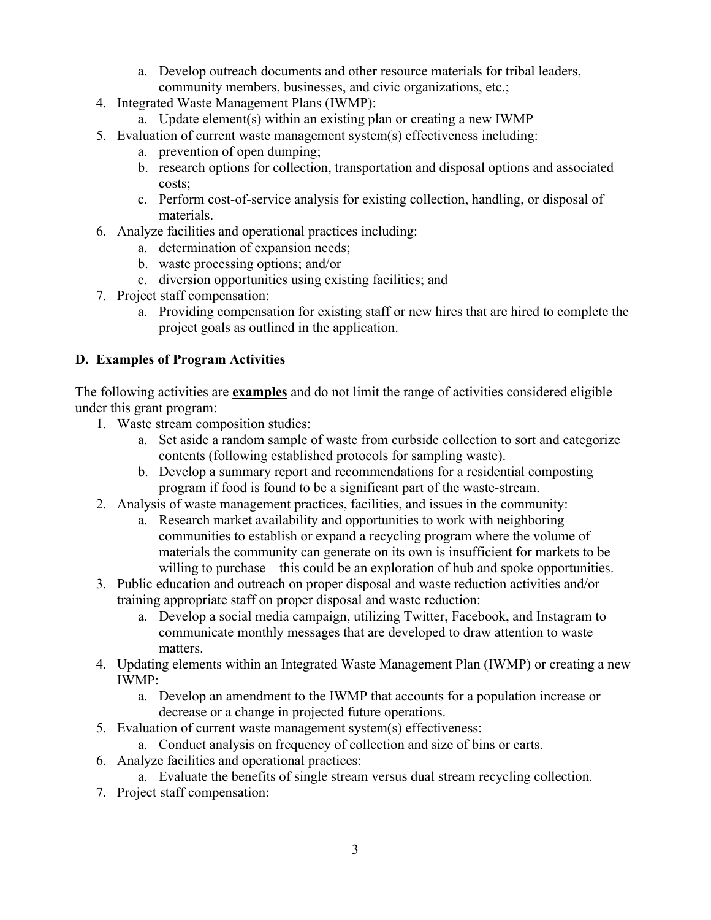a. Develop outreach documents and other resource materials for tribal leaders, community members, businesses, and civic organizations, etc.;

4. Integrated Waste Management Plans (IWMP):
   a. Update element(s) within an existing plan or creating a new IWMP
5. Evaluation of current waste management system(s) effectiveness including:
   a. prevention of open dumping;
   b. research options for collection, transportation and disposal options and associated costs;
   c. Perform cost-of-service analysis for existing collection, handling, or disposal of materials.
6. Analyze facilities and operational practices including:
   a. determination of expansion needs;
   b. waste processing options; and/or
   c. diversion opportunities using existing facilities; and
7. Project staff compensation:
   a. Providing compensation for existing staff or new hires that are hired to complete the project goals as outlined in the application.

### D. Examples of Program Activities

The following activities are **examples** and do not limit the range of activities considered eligible under this grant program:

1. Waste stream composition studies:
   a. Set aside a random sample of waste from curbside collection to sort and categorize contents (following established protocols for sampling waste).
   b. Develop a summary report and recommendations for a residential composting program if food is found to be a significant part of the waste-stream.
2. Analysis of waste management practices, facilities, and issues in the community:
   a. Research market availability and opportunities to work with neighboring communities to establish or expand a recycling program where the volume of materials the community can generate on its own is insufficient for markets to be willing to purchase – this could be an exploration of hub and spoke opportunities.
3. Public education and outreach on proper disposal and waste reduction activities and/or training appropriate staff on proper disposal and waste reduction:
   a. Develop a social media campaign, utilizing Twitter, Facebook, and Instagram to communicate monthly messages that are developed to draw attention to waste matters.
4. Updating elements within an Integrated Waste Management Plan (IWMP) or creating a new IWMP:
   a. Develop an amendment to the IWMP that accounts for a population increase or decrease or a change in projected future operations.
5. Evaluation of current waste management system(s) effectiveness:
   a. Conduct analysis on frequency of collection and size of bins or carts.
6. Analyze facilities and operational practices:
   a. Evaluate the benefits of single stream versus dual stream recycling collection.
7. Project staff compensation: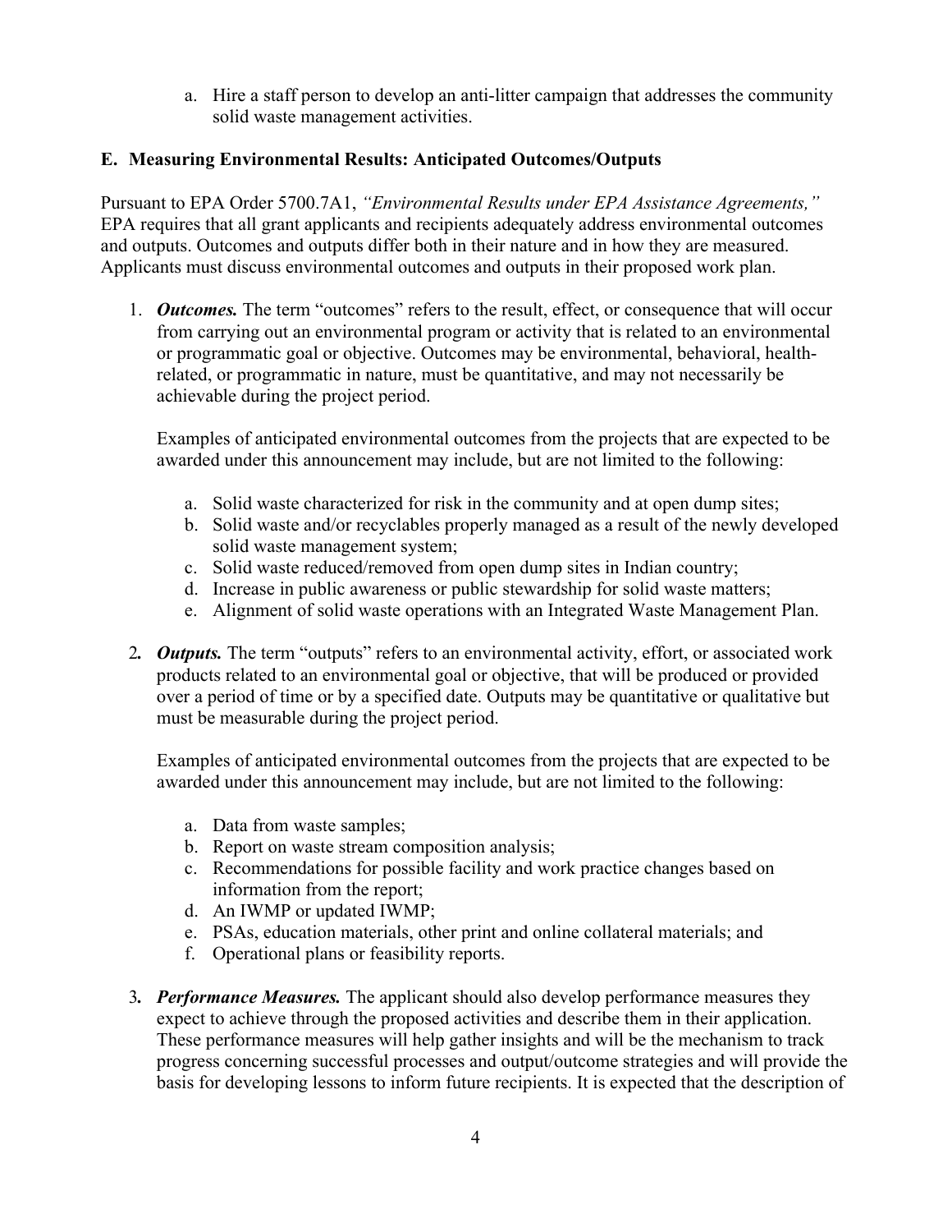a. Hire a staff person to develop an anti-litter campaign that addresses the community solid waste management activities.

### E. Measuring Environmental Results: Anticipated Outcomes/Outputs

Pursuant to EPA Order 5700.7A1, *"Environmental Results under EPA Assistance Agreements,"* EPA requires that all grant applicants and recipients adequately address environmental outcomes and outputs. Outcomes and outputs differ both in their nature and in how they are measured. Applicants must discuss environmental outcomes and outputs in their proposed work plan.

1. ***Outcomes.*** The term "outcomes" refers to the result, effect, or consequence that will occur from carrying out an environmental program or activity that is related to an environmental or programmatic goal or objective. Outcomes may be environmental, behavioral, health-related, or programmatic in nature, must be quantitative, and may not necessarily be achievable during the project period.

   Examples of anticipated environmental outcomes from the projects that are expected to be awarded under this announcement may include, but are not limited to the following:

   a. Solid waste characterized for risk in the community and at open dump sites;
   b. Solid waste and/or recyclables properly managed as a result of the newly developed solid waste management system;
   c. Solid waste reduced/removed from open dump sites in Indian country;
   d. Increase in public awareness or public stewardship for solid waste matters;
   e. Alignment of solid waste operations with an Integrated Waste Management Plan.

2. ***Outputs.*** The term "outputs" refers to an environmental activity, effort, or associated work products related to an environmental goal or objective, that will be produced or provided over a period of time or by a specified date. Outputs may be quantitative or qualitative but must be measurable during the project period.

   Examples of anticipated environmental outcomes from the projects that are expected to be awarded under this announcement may include, but are not limited to the following:

   a. Data from waste samples;
   b. Report on waste stream composition analysis;
   c. Recommendations for possible facility and work practice changes based on information from the report;
   d. An IWMP or updated IWMP;
   e. PSAs, education materials, other print and online collateral materials; and
   f. Operational plans or feasibility reports.

3. ***Performance Measures.*** The applicant should also develop performance measures they expect to achieve through the proposed activities and describe them in their application. These performance measures will help gather insights and will be the mechanism to track progress concerning successful processes and output/outcome strategies and will provide the basis for developing lessons to inform future recipients. It is expected that the description of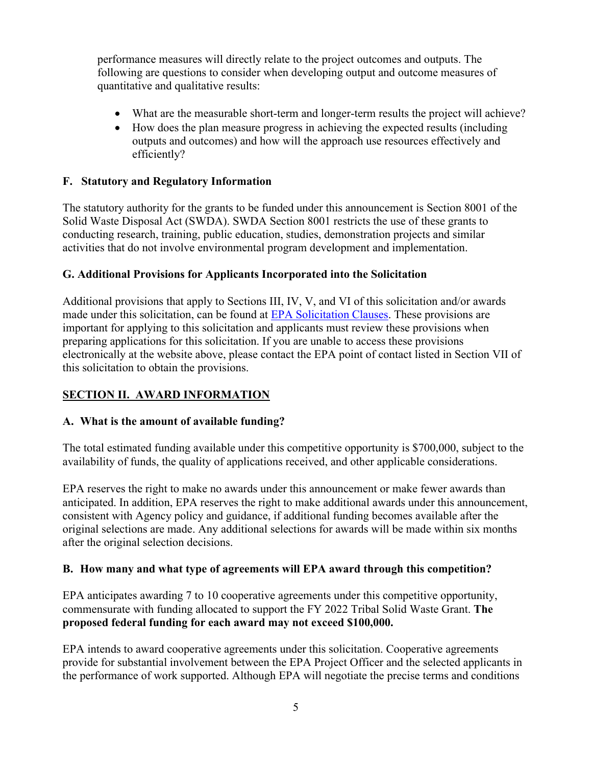performance measures will directly relate to the project outcomes and outputs. The following are questions to consider when developing output and outcome measures of quantitative and qualitative results:

- What are the measurable short-term and longer-term results the project will achieve?
- How does the plan measure progress in achieving the expected results (including outputs and outcomes) and how will the approach use resources effectively and efficiently?

### F. Statutory and Regulatory Information

The statutory authority for the grants to be funded under this announcement is Section 8001 of the Solid Waste Disposal Act (SWDA). SWDA Section 8001 restricts the use of these grants to conducting research, training, public education, studies, demonstration projects and similar activities that do not involve environmental program development and implementation.

### G. Additional Provisions for Applicants Incorporated into the Solicitation

Additional provisions that apply to Sections III, IV, V, and VI of this solicitation and/or awards made under this solicitation, can be found at EPA Solicitation Clauses. These provisions are important for applying to this solicitation and applicants must review these provisions when preparing applications for this solicitation. If you are unable to access these provisions electronically at the website above, please contact the EPA point of contact listed in Section VII of this solicitation to obtain the provisions.

## SECTION II. AWARD INFORMATION

### A. What is the amount of available funding?

The total estimated funding available under this competitive opportunity is $700,000, subject to the availability of funds, the quality of applications received, and other applicable considerations.

EPA reserves the right to make no awards under this announcement or make fewer awards than anticipated. In addition, EPA reserves the right to make additional awards under this announcement, consistent with Agency policy and guidance, if additional funding becomes available after the original selections are made. Any additional selections for awards will be made within six months after the original selection decisions.

### B. How many and what type of agreements will EPA award through this competition?

EPA anticipates awarding 7 to 10 cooperative agreements under this competitive opportunity, commensurate with funding allocated to support the FY 2022 Tribal Solid Waste Grant. **The proposed federal funding for each award may not exceed $100,000.**

EPA intends to award cooperative agreements under this solicitation. Cooperative agreements provide for substantial involvement between the EPA Project Officer and the selected applicants in the performance of work supported. Although EPA will negotiate the precise terms and conditions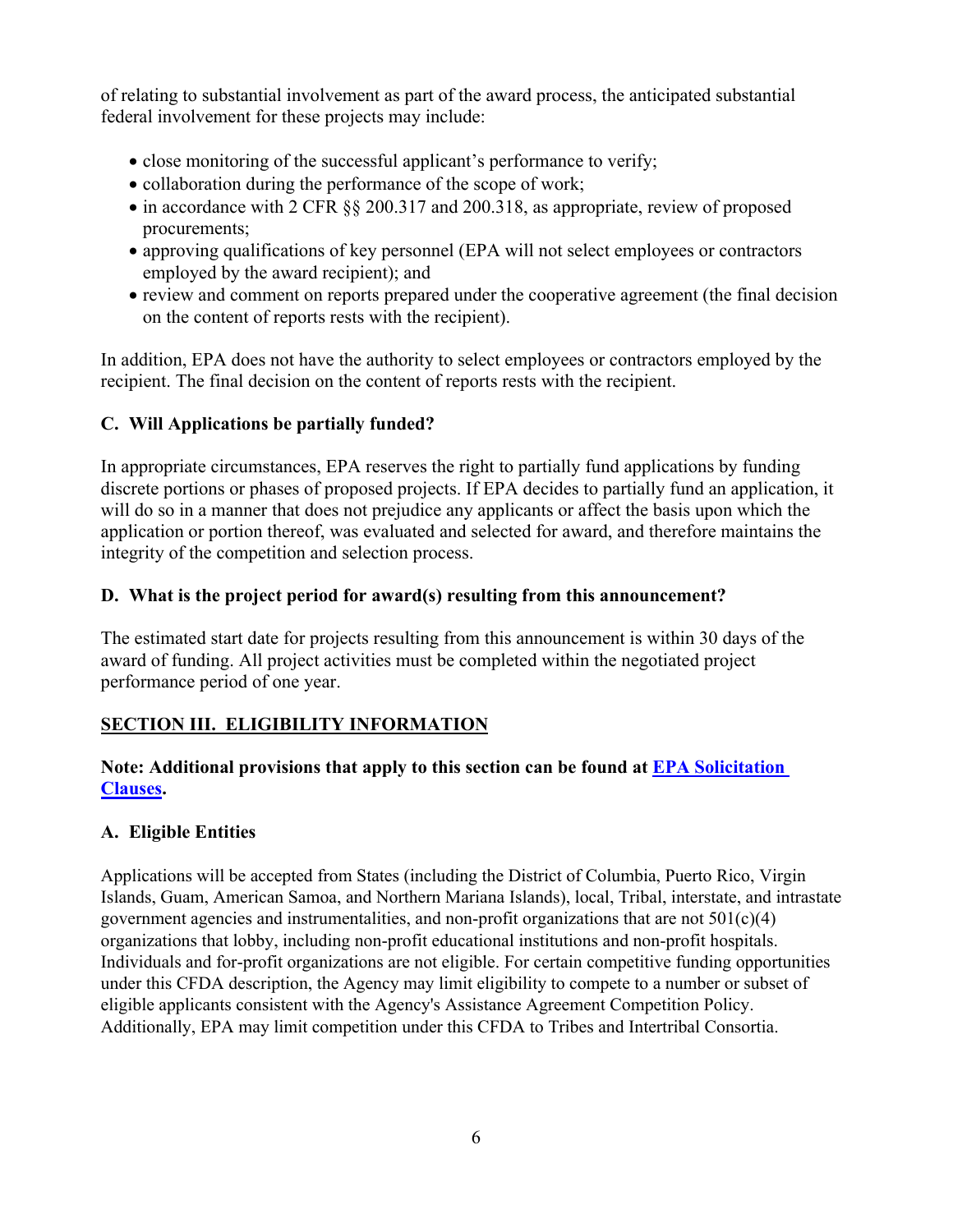of relating to substantial involvement as part of the award process, the anticipated substantial federal involvement for these projects may include:

- close monitoring of the successful applicant's performance to verify;
- collaboration during the performance of the scope of work;
- in accordance with 2 CFR §§ 200.317 and 200.318, as appropriate, review of proposed procurements;
- approving qualifications of key personnel (EPA will not select employees or contractors employed by the award recipient); and
- review and comment on reports prepared under the cooperative agreement (the final decision on the content of reports rests with the recipient).

In addition, EPA does not have the authority to select employees or contractors employed by the recipient. The final decision on the content of reports rests with the recipient.

### C. Will Applications be partially funded?

In appropriate circumstances, EPA reserves the right to partially fund applications by funding discrete portions or phases of proposed projects. If EPA decides to partially fund an application, it will do so in a manner that does not prejudice any applicants or affect the basis upon which the application or portion thereof, was evaluated and selected for award, and therefore maintains the integrity of the competition and selection process.

### D. What is the project period for award(s) resulting from this announcement?

The estimated start date for projects resulting from this announcement is within 30 days of the award of funding. All project activities must be completed within the negotiated project performance period of one year.

## SECTION III. ELIGIBILITY INFORMATION

**Note: Additional provisions that apply to this section can be found at [EPA Solicitation Clauses](#).**

### A. Eligible Entities

Applications will be accepted from States (including the District of Columbia, Puerto Rico, Virgin Islands, Guam, American Samoa, and Northern Mariana Islands), local, Tribal, interstate, and intrastate government agencies and instrumentalities, and non-profit organizations that are not 501(c)(4) organizations that lobby, including non-profit educational institutions and non-profit hospitals. Individuals and for-profit organizations are not eligible. For certain competitive funding opportunities under this CFDA description, the Agency may limit eligibility to compete to a number or subset of eligible applicants consistent with the Agency's Assistance Agreement Competition Policy. Additionally, EPA may limit competition under this CFDA to Tribes and Intertribal Consortia.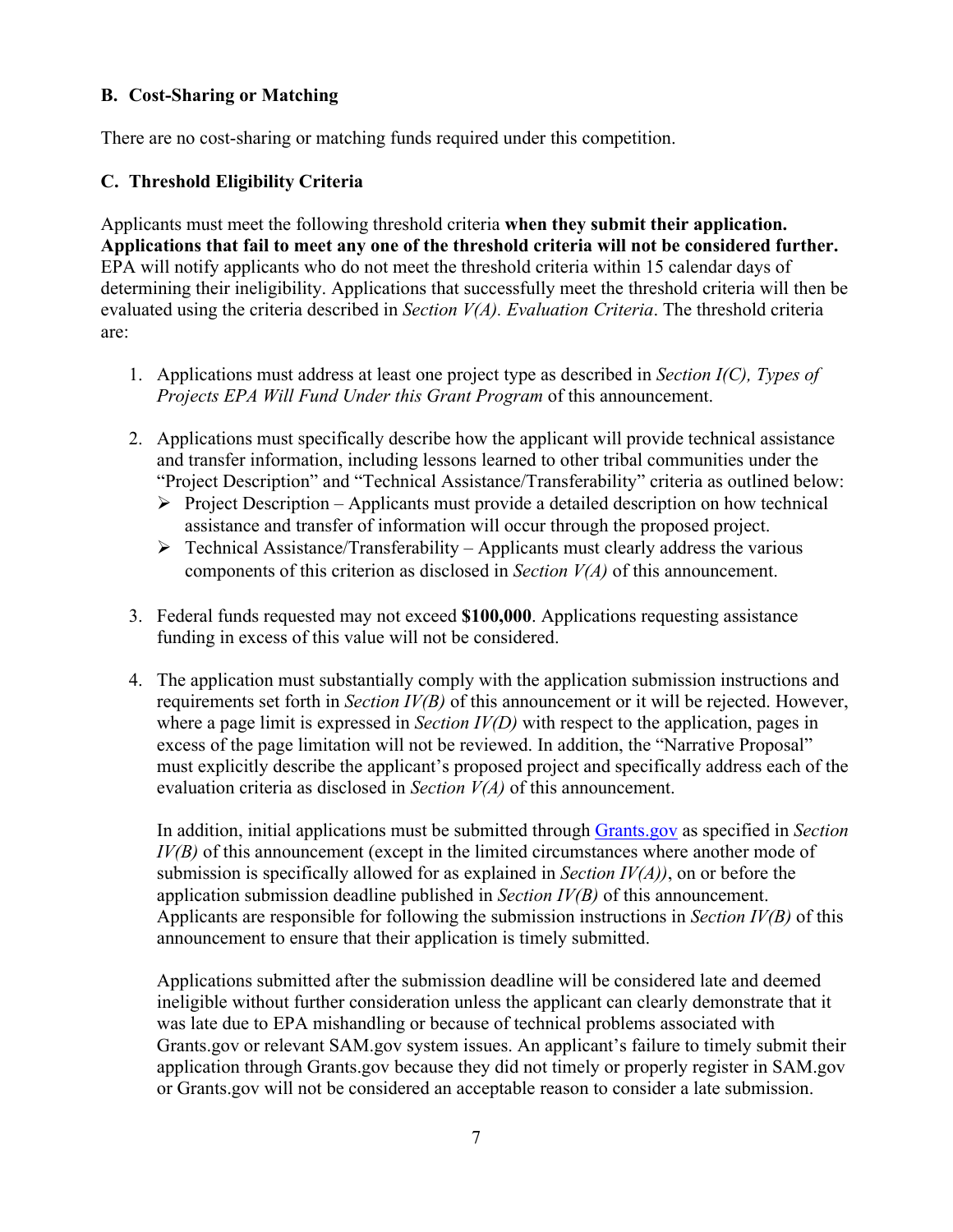### B. Cost-Sharing or Matching

There are no cost-sharing or matching funds required under this competition.

### C. Threshold Eligibility Criteria

Applicants must meet the following threshold criteria **when they submit their application. Applications that fail to meet any one of the threshold criteria will not be considered further.** EPA will notify applicants who do not meet the threshold criteria within 15 calendar days of determining their ineligibility. Applications that successfully meet the threshold criteria will then be evaluated using the criteria described in *Section V(A). Evaluation Criteria*. The threshold criteria are:

1. Applications must address at least one project type as described in *Section I(C), Types of Projects EPA Will Fund Under this Grant Program* of this announcement.

2. Applications must specifically describe how the applicant will provide technical assistance and transfer information, including lessons learned to other tribal communities under the "Project Description" and "Technical Assistance/Transferability" criteria as outlined below:
   - Project Description – Applicants must provide a detailed description on how technical assistance and transfer of information will occur through the proposed project.
   - Technical Assistance/Transferability – Applicants must clearly address the various components of this criterion as disclosed in *Section V(A)* of this announcement.

3. Federal funds requested may not exceed **$100,000**. Applications requesting assistance funding in excess of this value will not be considered.

4. The application must substantially comply with the application submission instructions and requirements set forth in *Section IV(B)* of this announcement or it will be rejected. However, where a page limit is expressed in *Section IV(D)* with respect to the application, pages in excess of the page limitation will not be reviewed. In addition, the "Narrative Proposal" must explicitly describe the applicant's proposed project and specifically address each of the evaluation criteria as disclosed in *Section V(A)* of this announcement.

   In addition, initial applications must be submitted through [Grants.gov](https://www.grants.gov) as specified in *Section IV(B)* of this announcement (except in the limited circumstances where another mode of submission is specifically allowed for as explained in *Section IV(A))*, on or before the application submission deadline published in *Section IV(B)* of this announcement. Applicants are responsible for following the submission instructions in *Section IV(B)* of this announcement to ensure that their application is timely submitted.

   Applications submitted after the submission deadline will be considered late and deemed ineligible without further consideration unless the applicant can clearly demonstrate that it was late due to EPA mishandling or because of technical problems associated with Grants.gov or relevant SAM.gov system issues. An applicant's failure to timely submit their application through Grants.gov because they did not timely or properly register in SAM.gov or Grants.gov will not be considered an acceptable reason to consider a late submission.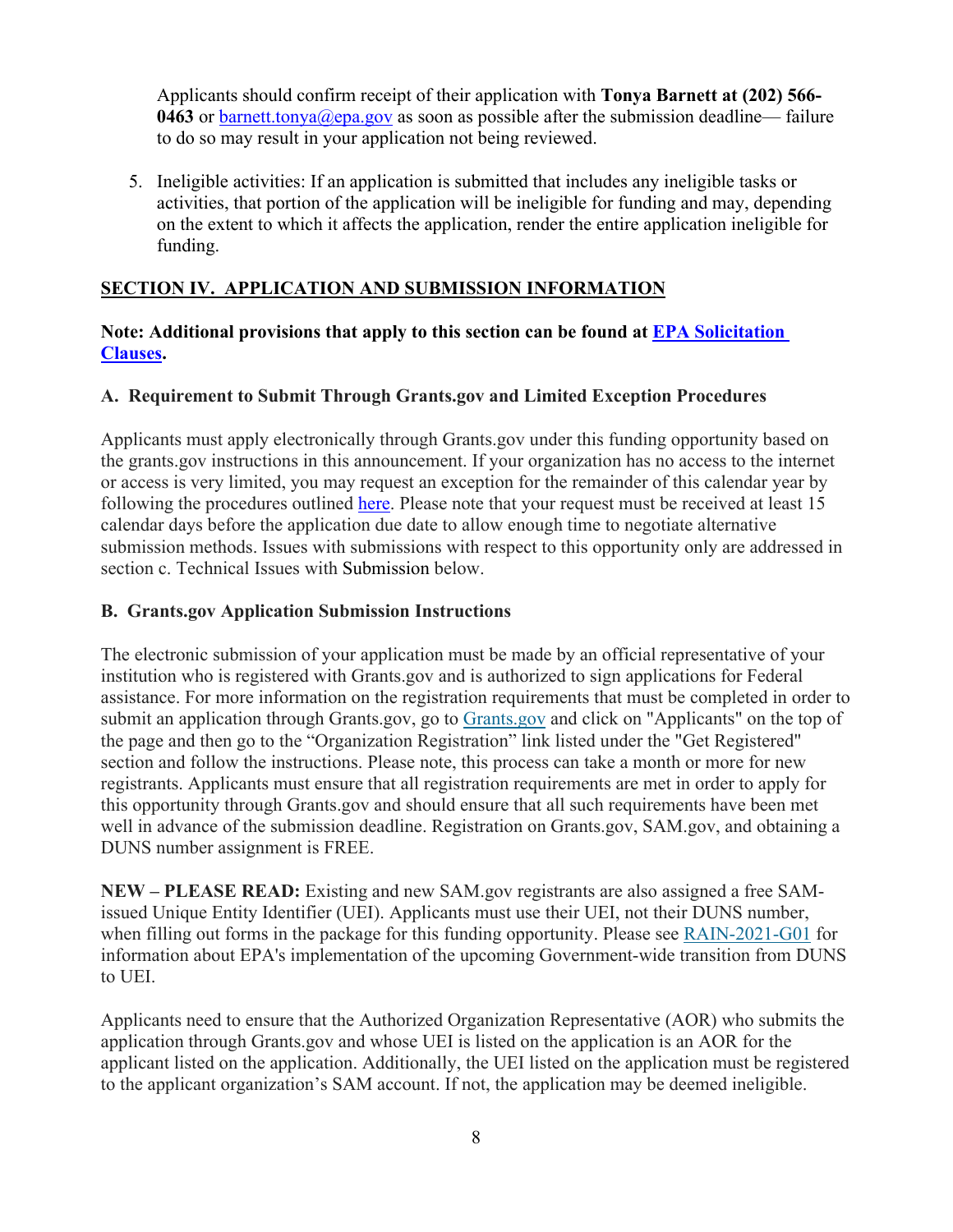Applicants should confirm receipt of their application with **Tonya Barnett at (202) 566-0463** or [barnett.tonya@epa.gov](mailto:barnett.tonya@epa.gov) as soon as possible after the submission deadline— failure to do so may result in your application not being reviewed.

5. Ineligible activities: If an application is submitted that includes any ineligible tasks or activities, that portion of the application will be ineligible for funding and may, depending on the extent to which it affects the application, render the entire application ineligible for funding.

## SECTION IV. APPLICATION AND SUBMISSION INFORMATION

**Note: Additional provisions that apply to this section can be found at [EPA Solicitation Clauses](#).**

### A. Requirement to Submit Through Grants.gov and Limited Exception Procedures

Applicants must apply electronically through Grants.gov under this funding opportunity based on the grants.gov instructions in this announcement. If your organization has no access to the internet or access is very limited, you may request an exception for the remainder of this calendar year by following the procedures outlined [here](#). Please note that your request must be received at least 15 calendar days before the application due date to allow enough time to negotiate alternative submission methods. Issues with submissions with respect to this opportunity only are addressed in section c. Technical Issues with Submission below.

### B. Grants.gov Application Submission Instructions

The electronic submission of your application must be made by an official representative of your institution who is registered with Grants.gov and is authorized to sign applications for Federal assistance. For more information on the registration requirements that must be completed in order to submit an application through Grants.gov, go to [Grants.gov](#) and click on "Applicants" on the top of the page and then go to the "Organization Registration" link listed under the "Get Registered" section and follow the instructions. Please note, this process can take a month or more for new registrants. Applicants must ensure that all registration requirements are met in order to apply for this opportunity through Grants.gov and should ensure that all such requirements have been met well in advance of the submission deadline. Registration on Grants.gov, SAM.gov, and obtaining a DUNS number assignment is FREE.

**NEW – PLEASE READ:** Existing and new SAM.gov registrants are also assigned a free SAM-issued Unique Entity Identifier (UEI). Applicants must use their UEI, not their DUNS number, when filling out forms in the package for this funding opportunity. Please see [RAIN-2021-G01](#) for information about EPA's implementation of the upcoming Government-wide transition from DUNS to UEI.

Applicants need to ensure that the Authorized Organization Representative (AOR) who submits the application through Grants.gov and whose UEI is listed on the application is an AOR for the applicant listed on the application. Additionally, the UEI listed on the application must be registered to the applicant organization's SAM account. If not, the application may be deemed ineligible.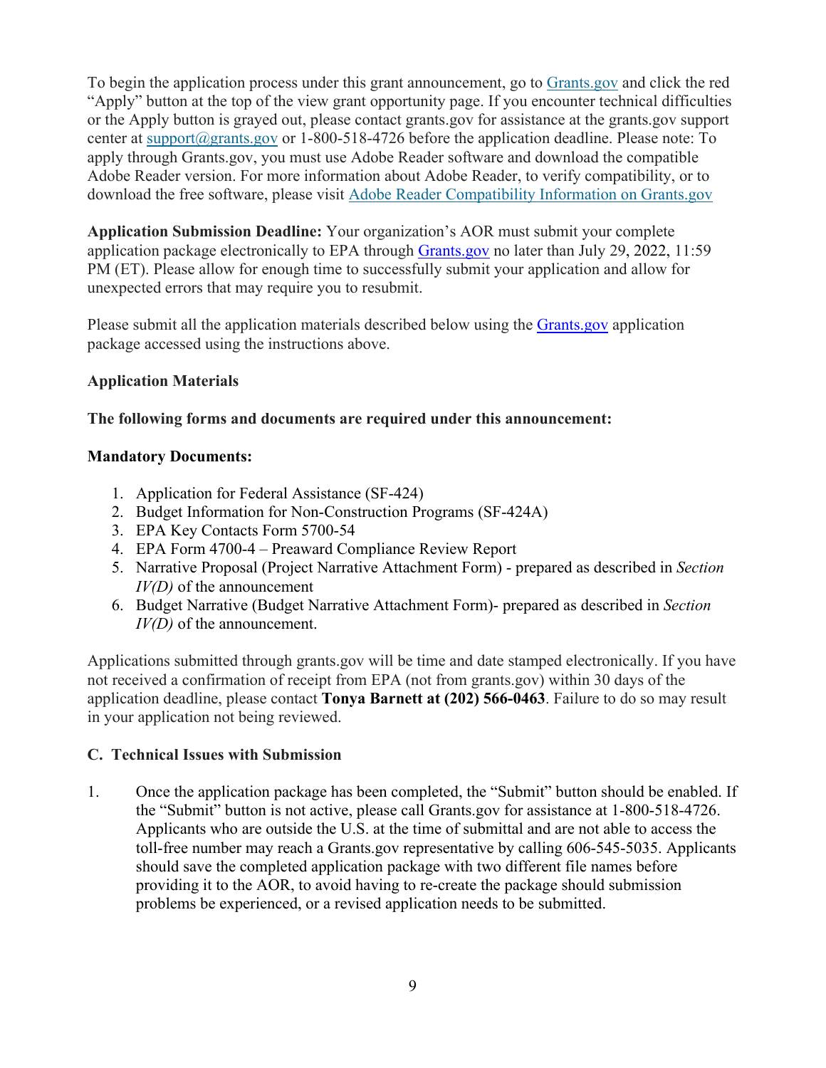To begin the application process under this grant announcement, go to [Grants.gov](https://www.grants.gov) and click the red "Apply" button at the top of the view grant opportunity page. If you encounter technical difficulties or the Apply button is grayed out, please contact grants.gov for assistance at the grants.gov support center at [support@grants.gov](mailto:support@grants.gov) or 1-800-518-4726 before the application deadline. Please note: To apply through Grants.gov, you must use Adobe Reader software and download the compatible Adobe Reader version. For more information about Adobe Reader, to verify compatibility, or to download the free software, please visit Adobe Reader Compatibility Information on Grants.gov

**Application Submission Deadline:** Your organization's AOR must submit your complete application package electronically to EPA through Grants.gov no later than July 29, 2022, 11:59 PM (ET). Please allow for enough time to successfully submit your application and allow for unexpected errors that may require you to resubmit.

Please submit all the application materials described below using the Grants.gov application package accessed using the instructions above.

**Application Materials**

**The following forms and documents are required under this announcement:**

**Mandatory Documents:**

1. Application for Federal Assistance (SF-424)
2. Budget Information for Non-Construction Programs (SF-424A)
3. EPA Key Contacts Form 5700-54
4. EPA Form 4700-4 – Preaward Compliance Review Report
5. Narrative Proposal (Project Narrative Attachment Form) - prepared as described in *Section IV(D)* of the announcement
6. Budget Narrative (Budget Narrative Attachment Form)- prepared as described in *Section IV(D)* of the announcement.

Applications submitted through grants.gov will be time and date stamped electronically. If you have not received a confirmation of receipt from EPA (not from grants.gov) within 30 days of the application deadline, please contact **Tonya Barnett at (202) 566-0463**. Failure to do so may result in your application not being reviewed.

### C. Technical Issues with Submission

1. Once the application package has been completed, the "Submit" button should be enabled. If the "Submit" button is not active, please call Grants.gov for assistance at 1-800-518-4726. Applicants who are outside the U.S. at the time of submittal and are not able to access the toll-free number may reach a Grants.gov representative by calling 606-545-5035. Applicants should save the completed application package with two different file names before providing it to the AOR, to avoid having to re-create the package should submission problems be experienced, or a revised application needs to be submitted.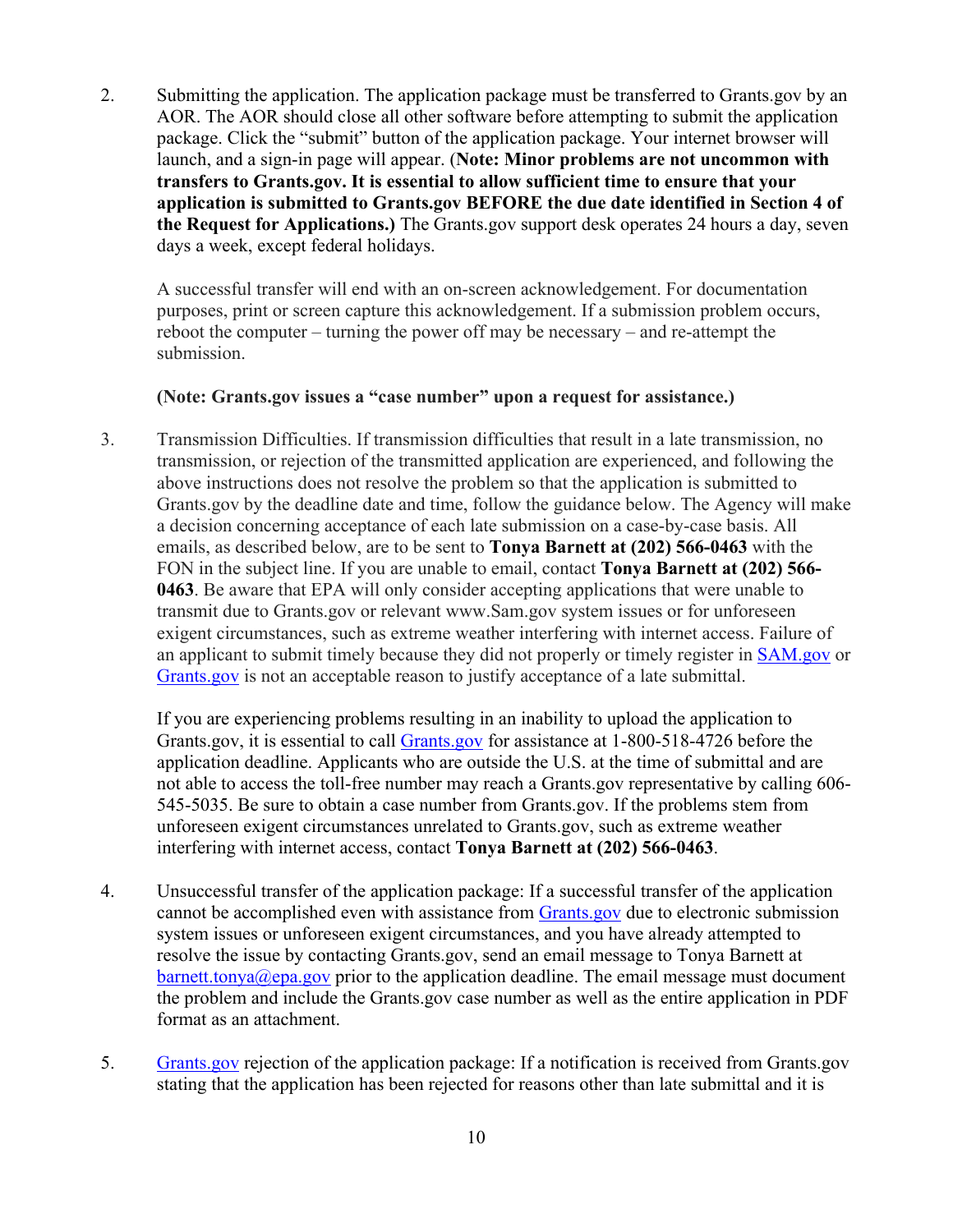2. Submitting the application. The application package must be transferred to Grants.gov by an AOR. The AOR should close all other software before attempting to submit the application package. Click the "submit" button of the application package. Your internet browser will launch, and a sign-in page will appear. (**Note: Minor problems are not uncommon with transfers to Grants.gov. It is essential to allow sufficient time to ensure that your application is submitted to Grants.gov BEFORE the due date identified in Section 4 of the Request for Applications.)** The Grants.gov support desk operates 24 hours a day, seven days a week, except federal holidays.

   A successful transfer will end with an on-screen acknowledgement. For documentation purposes, print or screen capture this acknowledgement. If a submission problem occurs, reboot the computer – turning the power off may be necessary – and re-attempt the submission.

   **(Note: Grants.gov issues a "case number" upon a request for assistance.)**

3. Transmission Difficulties. If transmission difficulties that result in a late transmission, no transmission, or rejection of the transmitted application are experienced, and following the above instructions does not resolve the problem so that the application is submitted to Grants.gov by the deadline date and time, follow the guidance below. The Agency will make a decision concerning acceptance of each late submission on a case-by-case basis. All emails, as described below, are to be sent to **Tonya Barnett at (202) 566-0463** with the FON in the subject line. If you are unable to email, contact **Tonya Barnett at (202) 566-0463**. Be aware that EPA will only consider accepting applications that were unable to transmit due to Grants.gov or relevant www.Sam.gov system issues or for unforeseen exigent circumstances, such as extreme weather interfering with internet access. Failure of an applicant to submit timely because they did not properly or timely register in SAM.gov or Grants.gov is not an acceptable reason to justify acceptance of a late submittal.

   If you are experiencing problems resulting in an inability to upload the application to Grants.gov, it is essential to call Grants.gov for assistance at 1-800-518-4726 before the application deadline. Applicants who are outside the U.S. at the time of submittal and are not able to access the toll-free number may reach a Grants.gov representative by calling 606-545-5035. Be sure to obtain a case number from Grants.gov. If the problems stem from unforeseen exigent circumstances unrelated to Grants.gov, such as extreme weather interfering with internet access, contact **Tonya Barnett at (202) 566-0463**.

4. Unsuccessful transfer of the application package: If a successful transfer of the application cannot be accomplished even with assistance from Grants.gov due to electronic submission system issues or unforeseen exigent circumstances, and you have already attempted to resolve the issue by contacting Grants.gov, send an email message to Tonya Barnett at barnett.tonya@epa.gov prior to the application deadline. The email message must document the problem and include the Grants.gov case number as well as the entire application in PDF format as an attachment.

5. Grants.gov rejection of the application package: If a notification is received from Grants.gov stating that the application has been rejected for reasons other than late submittal and it is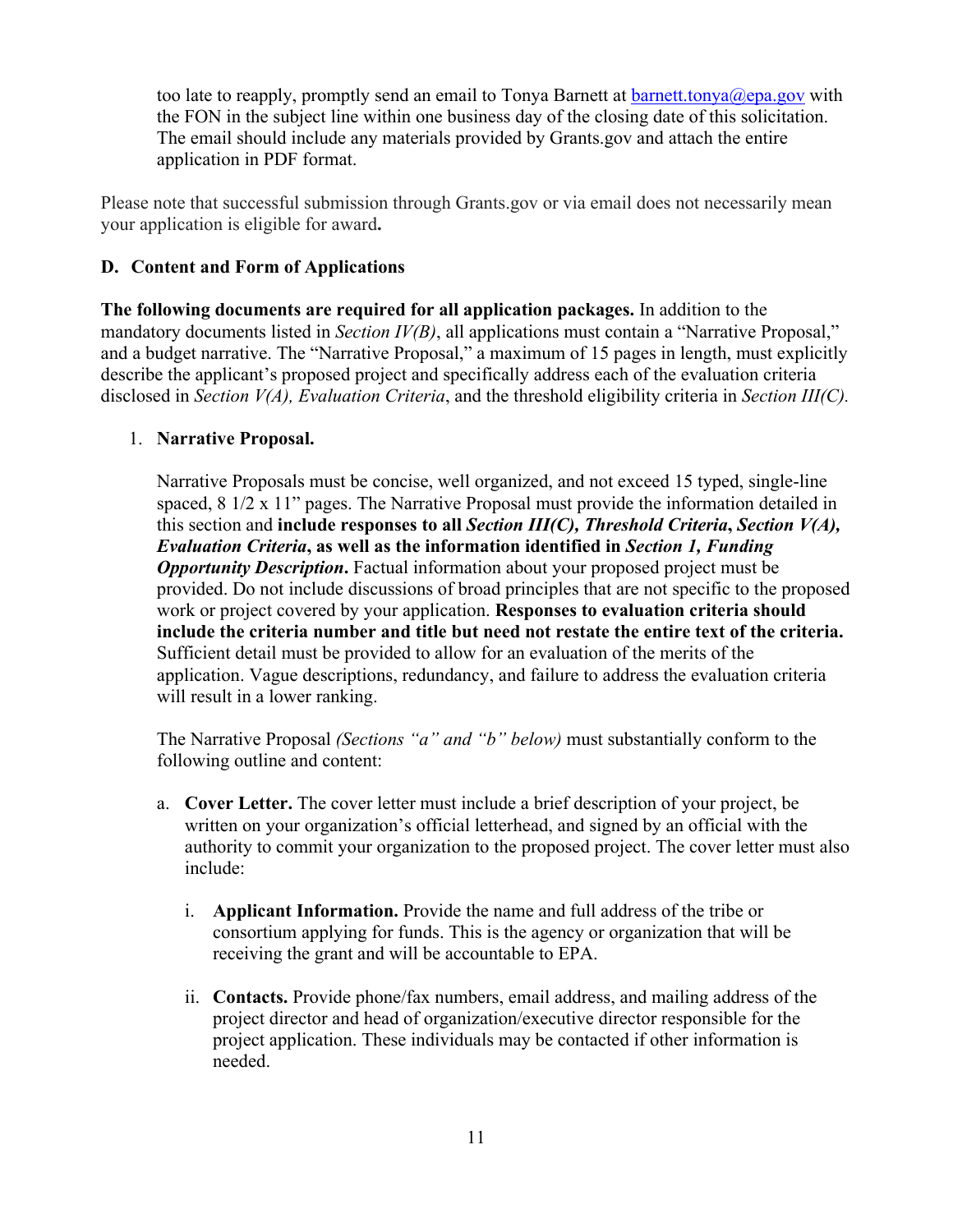too late to reapply, promptly send an email to Tonya Barnett at barnett.tonya@epa.gov with the FON in the subject line within one business day of the closing date of this solicitation. The email should include any materials provided by Grants.gov and attach the entire application in PDF format.

Please note that successful submission through Grants.gov or via email does not necessarily mean your application is eligible for award**.**

### D. Content and Form of Applications

**The following documents are required for all application packages.** In addition to the mandatory documents listed in *Section IV(B)*, all applications must contain a "Narrative Proposal," and a budget narrative. The "Narrative Proposal," a maximum of 15 pages in length, must explicitly describe the applicant's proposed project and specifically address each of the evaluation criteria disclosed in *Section V(A), Evaluation Criteria*, and the threshold eligibility criteria in *Section III(C).*

1. **Narrative Proposal.**

   Narrative Proposals must be concise, well organized, and not exceed 15 typed, single-line spaced, 8 1/2 x 11" pages. The Narrative Proposal must provide the information detailed in this section and **include responses to all *Section III(C), Threshold Criteria*, *Section V(A), Evaluation Criteria*, as well as the information identified in *Section 1, Funding Opportunity Description*.** Factual information about your proposed project must be provided. Do not include discussions of broad principles that are not specific to the proposed work or project covered by your application. **Responses to evaluation criteria should include the criteria number and title but need not restate the entire text of the criteria.** Sufficient detail must be provided to allow for an evaluation of the merits of the application. Vague descriptions, redundancy, and failure to address the evaluation criteria will result in a lower ranking.

   The Narrative Proposal *(Sections "a" and "b" below)* must substantially conform to the following outline and content:

   a. **Cover Letter.** The cover letter must include a brief description of your project, be written on your organization's official letterhead, and signed by an official with the authority to commit your organization to the proposed project. The cover letter must also include:

      i. **Applicant Information.** Provide the name and full address of the tribe or consortium applying for funds. This is the agency or organization that will be receiving the grant and will be accountable to EPA.

      ii. **Contacts.** Provide phone/fax numbers, email address, and mailing address of the project director and head of organization/executive director responsible for the project application. These individuals may be contacted if other information is needed.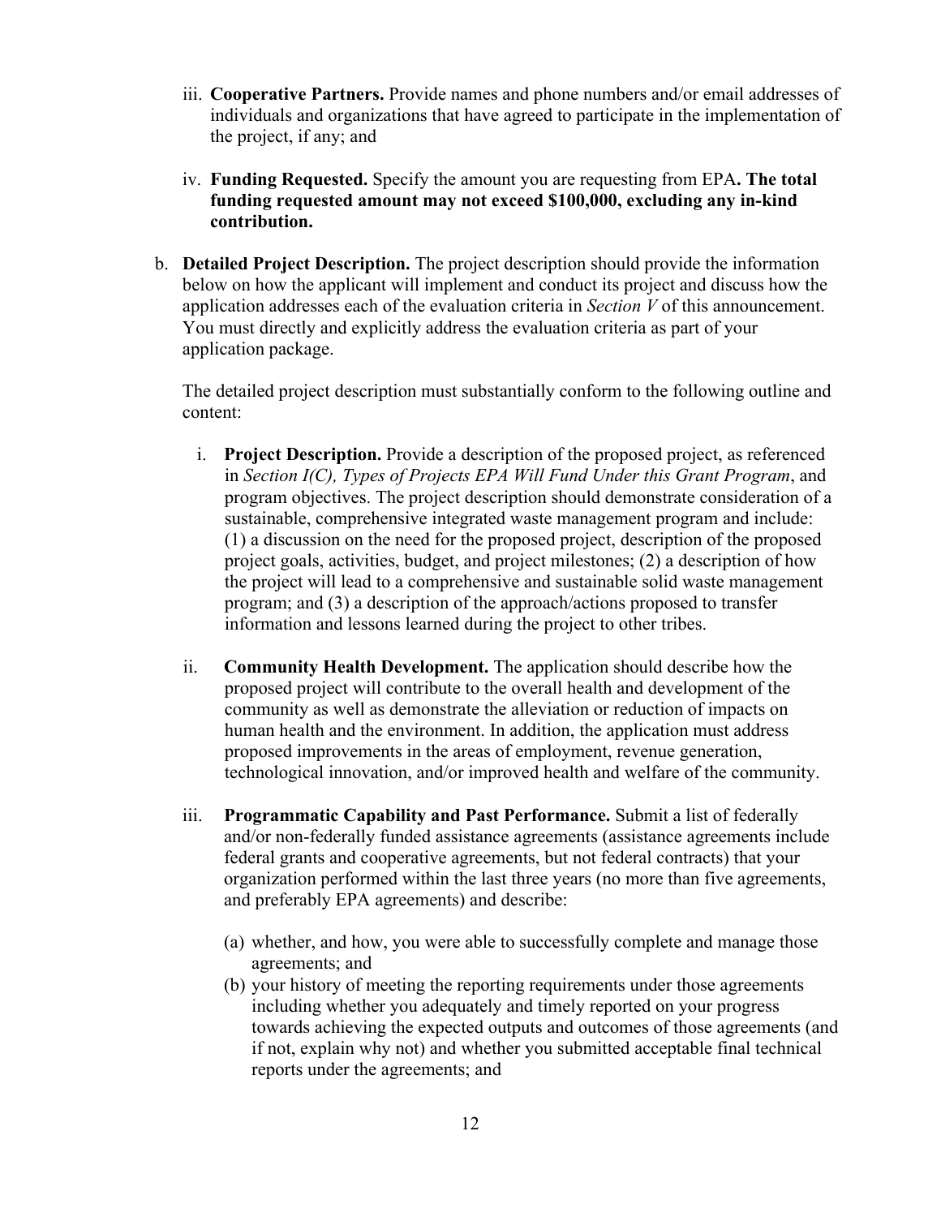iii. **Cooperative Partners.** Provide names and phone numbers and/or email addresses of individuals and organizations that have agreed to participate in the implementation of the project, if any; and

iv. **Funding Requested.** Specify the amount you are requesting from EPA**. The total funding requested amount may not exceed $100,000, excluding any in-kind contribution.**

b. **Detailed Project Description.** The project description should provide the information below on how the applicant will implement and conduct its project and discuss how the application addresses each of the evaluation criteria in *Section V* of this announcement. You must directly and explicitly address the evaluation criteria as part of your application package.

The detailed project description must substantially conform to the following outline and content:

i. **Project Description.** Provide a description of the proposed project, as referenced in *Section I(C), Types of Projects EPA Will Fund Under this Grant Program*, and program objectives. The project description should demonstrate consideration of a sustainable, comprehensive integrated waste management program and include: (1) a discussion on the need for the proposed project, description of the proposed project goals, activities, budget, and project milestones; (2) a description of how the project will lead to a comprehensive and sustainable solid waste management program; and (3) a description of the approach/actions proposed to transfer information and lessons learned during the project to other tribes.

ii. **Community Health Development.** The application should describe how the proposed project will contribute to the overall health and development of the community as well as demonstrate the alleviation or reduction of impacts on human health and the environment. In addition, the application must address proposed improvements in the areas of employment, revenue generation, technological innovation, and/or improved health and welfare of the community.

iii. **Programmatic Capability and Past Performance.** Submit a list of federally and/or non-federally funded assistance agreements (assistance agreements include federal grants and cooperative agreements, but not federal contracts) that your organization performed within the last three years (no more than five agreements, and preferably EPA agreements) and describe:

(a) whether, and how, you were able to successfully complete and manage those agreements; and

(b) your history of meeting the reporting requirements under those agreements including whether you adequately and timely reported on your progress towards achieving the expected outputs and outcomes of those agreements (and if not, explain why not) and whether you submitted acceptable final technical reports under the agreements; and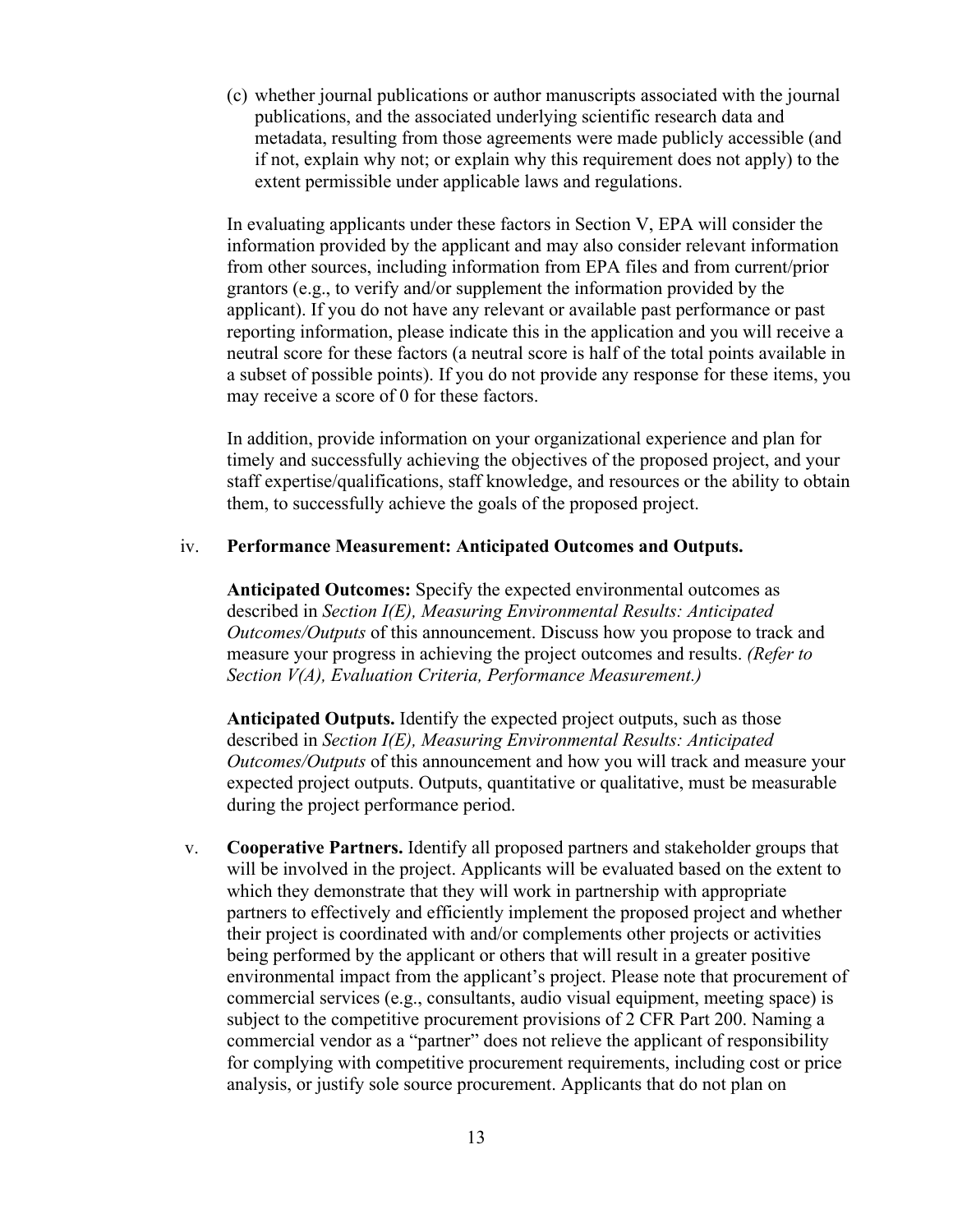(c) whether journal publications or author manuscripts associated with the journal publications, and the associated underlying scientific research data and metadata, resulting from those agreements were made publicly accessible (and if not, explain why not; or explain why this requirement does not apply) to the extent permissible under applicable laws and regulations.

In evaluating applicants under these factors in Section V, EPA will consider the information provided by the applicant and may also consider relevant information from other sources, including information from EPA files and from current/prior grantors (e.g., to verify and/or supplement the information provided by the applicant). If you do not have any relevant or available past performance or past reporting information, please indicate this in the application and you will receive a neutral score for these factors (a neutral score is half of the total points available in a subset of possible points). If you do not provide any response for these items, you may receive a score of 0 for these factors.

In addition, provide information on your organizational experience and plan for timely and successfully achieving the objectives of the proposed project, and your staff expertise/qualifications, staff knowledge, and resources or the ability to obtain them, to successfully achieve the goals of the proposed project.

iv. **Performance Measurement: Anticipated Outcomes and Outputs.**

**Anticipated Outcomes:** Specify the expected environmental outcomes as described in *Section I(E), Measuring Environmental Results: Anticipated Outcomes/Outputs* of this announcement. Discuss how you propose to track and measure your progress in achieving the project outcomes and results. *(Refer to Section V(A), Evaluation Criteria, Performance Measurement.)*

**Anticipated Outputs.** Identify the expected project outputs, such as those described in *Section I(E), Measuring Environmental Results: Anticipated Outcomes/Outputs* of this announcement and how you will track and measure your expected project outputs. Outputs, quantitative or qualitative, must be measurable during the project performance period.

v. **Cooperative Partners.** Identify all proposed partners and stakeholder groups that will be involved in the project. Applicants will be evaluated based on the extent to which they demonstrate that they will work in partnership with appropriate partners to effectively and efficiently implement the proposed project and whether their project is coordinated with and/or complements other projects or activities being performed by the applicant or others that will result in a greater positive environmental impact from the applicant's project. Please note that procurement of commercial services (e.g., consultants, audio visual equipment, meeting space) is subject to the competitive procurement provisions of 2 CFR Part 200. Naming a commercial vendor as a "partner" does not relieve the applicant of responsibility for complying with competitive procurement requirements, including cost or price analysis, or justify sole source procurement. Applicants that do not plan on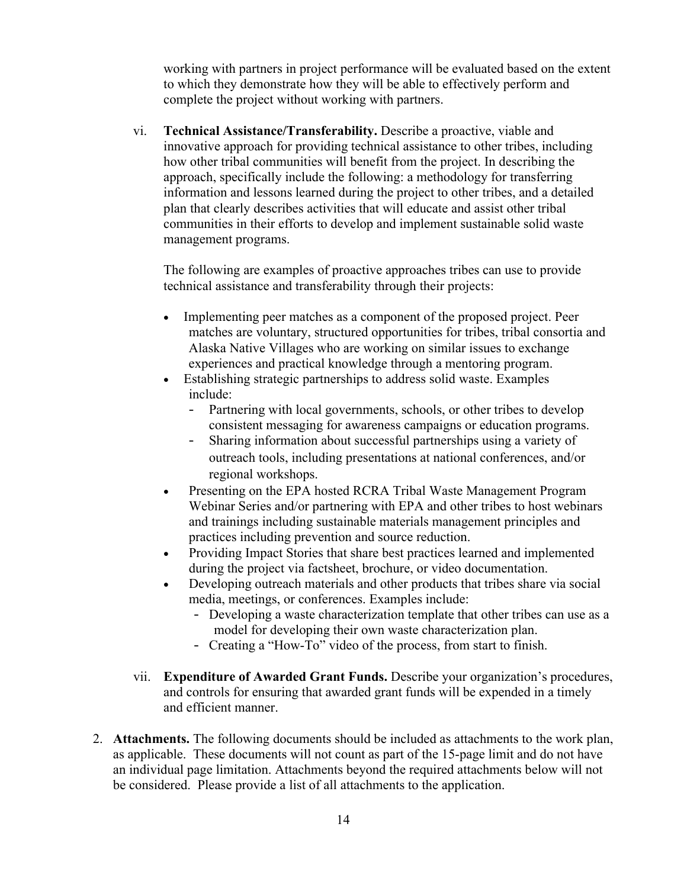working with partners in project performance will be evaluated based on the extent to which they demonstrate how they will be able to effectively perform and complete the project without working with partners.

vi. **Technical Assistance/Transferability.** Describe a proactive, viable and innovative approach for providing technical assistance to other tribes, including how other tribal communities will benefit from the project. In describing the approach, specifically include the following: a methodology for transferring information and lessons learned during the project to other tribes, and a detailed plan that clearly describes activities that will educate and assist other tribal communities in their efforts to develop and implement sustainable solid waste management programs.

The following are examples of proactive approaches tribes can use to provide technical assistance and transferability through their projects:

- Implementing peer matches as a component of the proposed project. Peer matches are voluntary, structured opportunities for tribes, tribal consortia and Alaska Native Villages who are working on similar issues to exchange experiences and practical knowledge through a mentoring program.
- Establishing strategic partnerships to address solid waste. Examples include:
  - Partnering with local governments, schools, or other tribes to develop consistent messaging for awareness campaigns or education programs.
  - Sharing information about successful partnerships using a variety of outreach tools, including presentations at national conferences, and/or regional workshops.
- Presenting on the EPA hosted RCRA Tribal Waste Management Program Webinar Series and/or partnering with EPA and other tribes to host webinars and trainings including sustainable materials management principles and practices including prevention and source reduction.
- Providing Impact Stories that share best practices learned and implemented during the project via factsheet, brochure, or video documentation.
- Developing outreach materials and other products that tribes share via social media, meetings, or conferences. Examples include:
  - Developing a waste characterization template that other tribes can use as a model for developing their own waste characterization plan.
  - Creating a "How-To" video of the process, from start to finish.

vii. **Expenditure of Awarded Grant Funds.** Describe your organization's procedures, and controls for ensuring that awarded grant funds will be expended in a timely and efficient manner.

2. **Attachments.** The following documents should be included as attachments to the work plan, as applicable. These documents will not count as part of the 15-page limit and do not have an individual page limitation. Attachments beyond the required attachments below will not be considered. Please provide a list of all attachments to the application.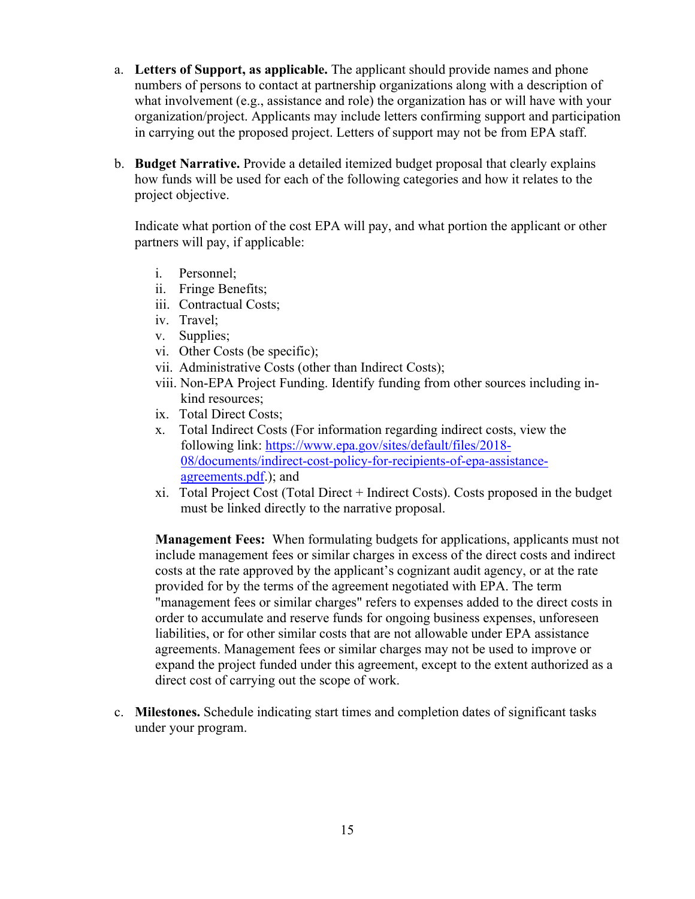a. **Letters of Support, as applicable.** The applicant should provide names and phone numbers of persons to contact at partnership organizations along with a description of what involvement (e.g., assistance and role) the organization has or will have with your organization/project. Applicants may include letters confirming support and participation in carrying out the proposed project. Letters of support may not be from EPA staff.

b. **Budget Narrative.** Provide a detailed itemized budget proposal that clearly explains how funds will be used for each of the following categories and how it relates to the project objective.

   Indicate what portion of the cost EPA will pay, and what portion the applicant or other partners will pay, if applicable:

   i. Personnel;
   ii. Fringe Benefits;
   iii. Contractual Costs;
   iv. Travel;
   v. Supplies;
   vi. Other Costs (be specific);
   vii. Administrative Costs (other than Indirect Costs);
   viii. Non-EPA Project Funding. Identify funding from other sources including in-kind resources;
   ix. Total Direct Costs;
   x. Total Indirect Costs (For information regarding indirect costs, view the following link: [https://www.epa.gov/sites/default/files/2018-08/documents/indirect-cost-policy-for-recipients-of-epa-assistance-agreements.pdf](https://www.epa.gov/sites/default/files/2018-08/documents/indirect-cost-policy-for-recipients-of-epa-assistance-agreements.pdf).); and
   xi. Total Project Cost (Total Direct + Indirect Costs). Costs proposed in the budget must be linked directly to the narrative proposal.

   **Management Fees:** When formulating budgets for applications, applicants must not include management fees or similar charges in excess of the direct costs and indirect costs at the rate approved by the applicant's cognizant audit agency, or at the rate provided for by the terms of the agreement negotiated with EPA. The term "management fees or similar charges" refers to expenses added to the direct costs in order to accumulate and reserve funds for ongoing business expenses, unforeseen liabilities, or for other similar costs that are not allowable under EPA assistance agreements. Management fees or similar charges may not be used to improve or expand the project funded under this agreement, except to the extent authorized as a direct cost of carrying out the scope of work.

c. **Milestones.** Schedule indicating start times and completion dates of significant tasks under your program.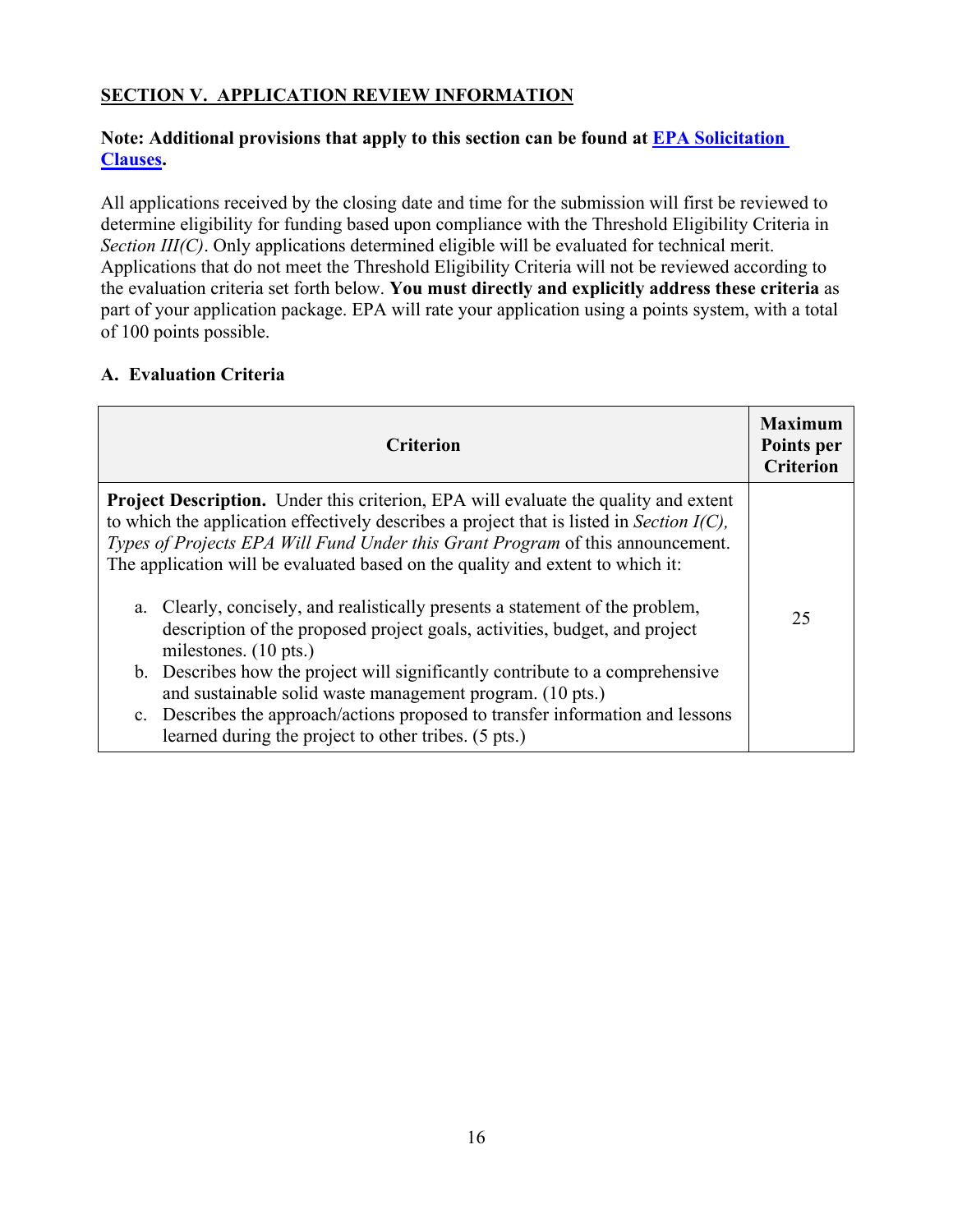## SECTION V. APPLICATION REVIEW INFORMATION

**Note: Additional provisions that apply to this section can be found at EPA Solicitation Clauses.**

All applications received by the closing date and time for the submission will first be reviewed to determine eligibility for funding based upon compliance with the Threshold Eligibility Criteria in *Section III(C)*. Only applications determined eligible will be evaluated for technical merit. Applications that do not meet the Threshold Eligibility Criteria will not be reviewed according to the evaluation criteria set forth below. **You must directly and explicitly address these criteria** as part of your application package. EPA will rate your application using a points system, with a total of 100 points possible.

### A. Evaluation Criteria

| Criterion | Maximum Points per Criterion |
|---|---|
| **Project Description.** Under this criterion, EPA will evaluate the quality and extent to which the application effectively describes a project that is listed in *Section I(C), Types of Projects EPA Will Fund Under this Grant Program* of this announcement. The application will be evaluated based on the quality and extent to which it:<br><br>a. Clearly, concisely, and realistically presents a statement of the problem, description of the proposed project goals, activities, budget, and project milestones. (10 pts.)<br>b. Describes how the project will significantly contribute to a comprehensive and sustainable solid waste management program. (10 pts.)<br>c. Describes the approach/actions proposed to transfer information and lessons learned during the project to other tribes. (5 pts.) | 25 |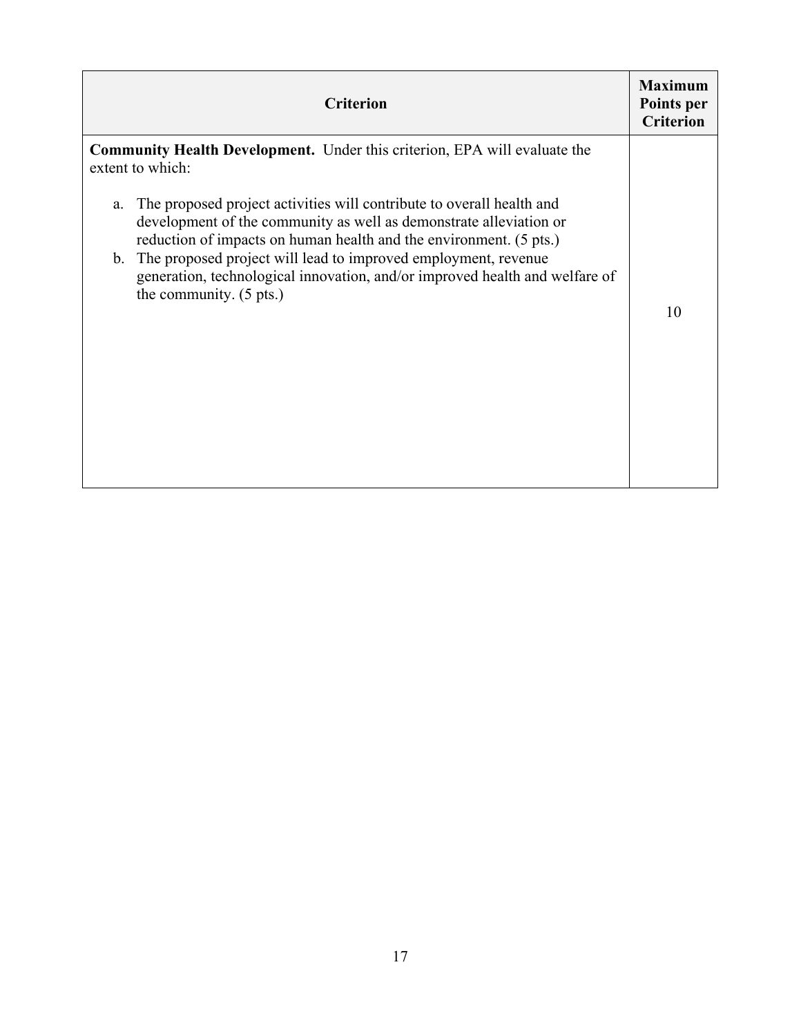| Criterion | Maximum Points per Criterion |
| --- | --- |
| **Community Health Development.** Under this criterion, EPA will evaluate the extent to which:<br><br>a. The proposed project activities will contribute to overall health and development of the community as well as demonstrate alleviation or reduction of impacts on human health and the environment. (5 pts.)<br>b. The proposed project will lead to improved employment, revenue generation, technological innovation, and/or improved health and welfare of the community. (5 pts.) | 10 |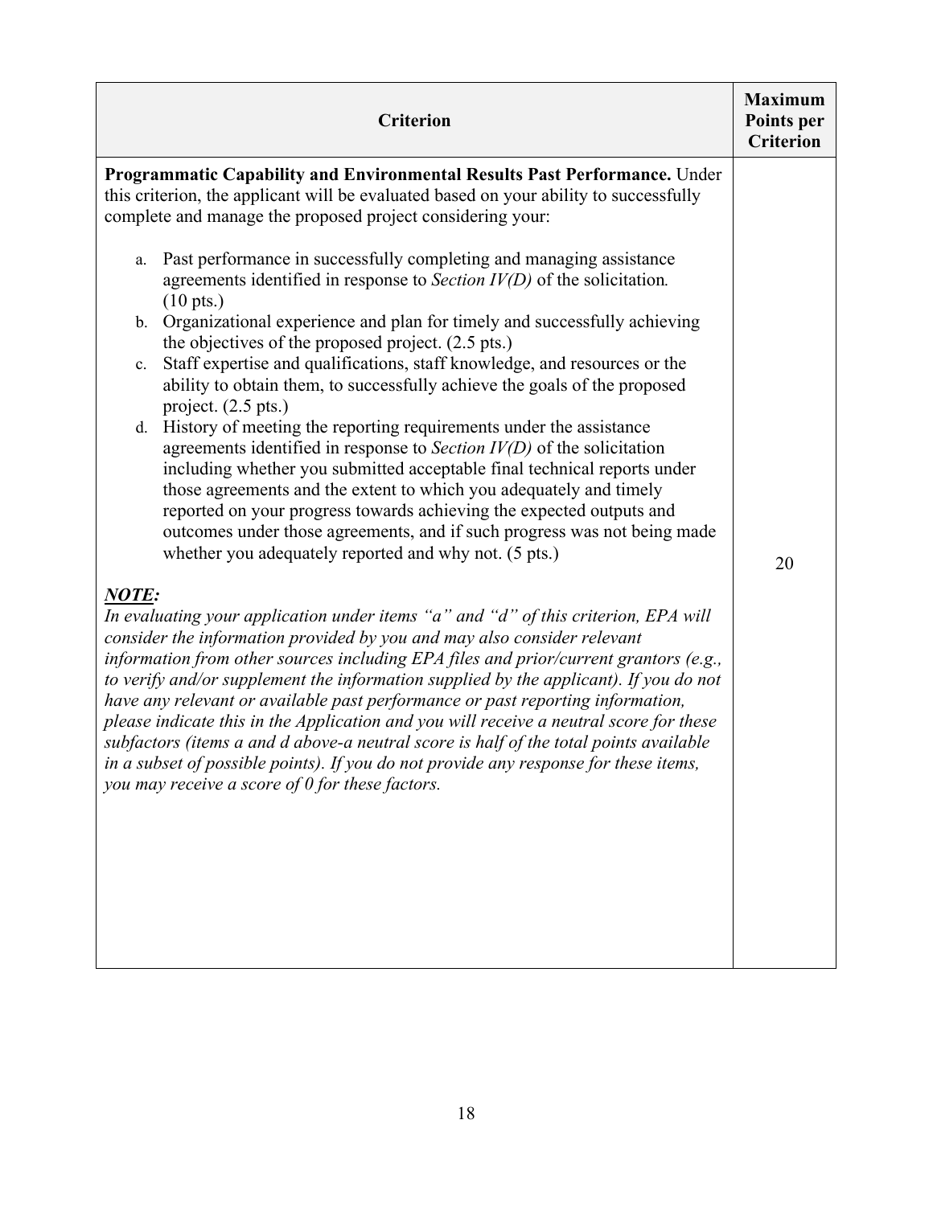| Criterion | Maximum Points per Criterion |
| --- | --- |
| **Programmatic Capability and Environmental Results Past Performance.** Under this criterion, the applicant will be evaluated based on your ability to successfully complete and manage the proposed project considering your:<br><br>a. Past performance in successfully completing and managing assistance agreements identified in response to *Section IV(D)* of the solicitation*.* (10 pts.)<br>b. Organizational experience and plan for timely and successfully achieving the objectives of the proposed project. (2.5 pts.)<br>c. Staff expertise and qualifications, staff knowledge, and resources or the ability to obtain them, to successfully achieve the goals of the proposed project. (2.5 pts.)<br>d. History of meeting the reporting requirements under the assistance agreements identified in response to *Section IV(D)* of the solicitation including whether you submitted acceptable final technical reports under those agreements and the extent to which you adequately and timely reported on your progress towards achieving the expected outputs and outcomes under those agreements, and if such progress was not being made whether you adequately reported and why not. (5 pts.)<br><br>***NOTE:***<br>*In evaluating your application under items "a" and "d" of this criterion, EPA will consider the information provided by you and may also consider relevant information from other sources including EPA files and prior/current grantors (e.g., to verify and/or supplement the information supplied by the applicant). If you do not have any relevant or available past performance or past reporting information, please indicate this in the Application and you will receive a neutral score for these subfactors (items a and d above-a neutral score is half of the total points available in a subset of possible points). If you do not provide any response for these items, you may receive a score of 0 for these factors.* | 20 |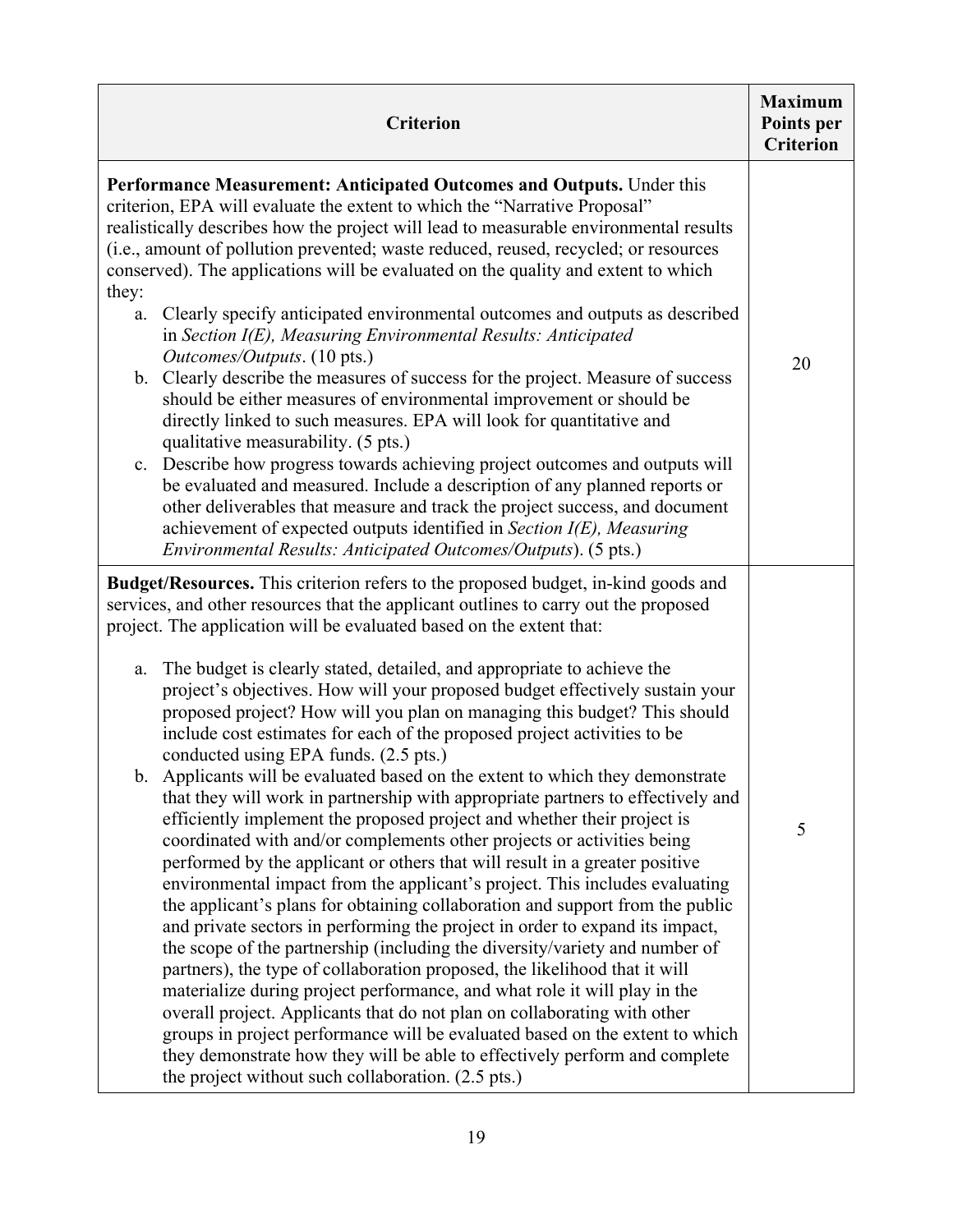| Criterion | Maximum Points per Criterion |
|---|---|
| **Performance Measurement: Anticipated Outcomes and Outputs.** Under this criterion, EPA will evaluate the extent to which the "Narrative Proposal" realistically describes how the project will lead to measurable environmental results (i.e., amount of pollution prevented; waste reduced, reused, recycled; or resources conserved). The applications will be evaluated on the quality and extent to which they:<br>a. Clearly specify anticipated environmental outcomes and outputs as described in *Section I(E), Measuring Environmental Results: Anticipated Outcomes/Outputs*. (10 pts.)<br>b. Clearly describe the measures of success for the project. Measure of success should be either measures of environmental improvement or should be directly linked to such measures. EPA will look for quantitative and qualitative measurability. (5 pts.)<br>c. Describe how progress towards achieving project outcomes and outputs will be evaluated and measured. Include a description of any planned reports or other deliverables that measure and track the project success, and document achievement of expected outputs identified in *Section I(E), Measuring Environmental Results: Anticipated Outcomes/Outputs*). (5 pts.) | 20 |
| **Budget/Resources.** This criterion refers to the proposed budget, in-kind goods and services, and other resources that the applicant outlines to carry out the proposed project. The application will be evaluated based on the extent that:<br>a. The budget is clearly stated, detailed, and appropriate to achieve the project's objectives. How will your proposed budget effectively sustain your proposed project? How will you plan on managing this budget? This should include cost estimates for each of the proposed project activities to be conducted using EPA funds. (2.5 pts.)<br>b. Applicants will be evaluated based on the extent to which they demonstrate that they will work in partnership with appropriate partners to effectively and efficiently implement the proposed project and whether their project is coordinated with and/or complements other projects or activities being performed by the applicant or others that will result in a greater positive environmental impact from the applicant's project. This includes evaluating the applicant's plans for obtaining collaboration and support from the public and private sectors in performing the project in order to expand its impact, the scope of the partnership (including the diversity/variety and number of partners), the type of collaboration proposed, the likelihood that it will materialize during project performance, and what role it will play in the overall project. Applicants that do not plan on collaborating with other groups in project performance will be evaluated based on the extent to which they demonstrate how they will be able to effectively perform and complete the project without such collaboration. (2.5 pts.) | 5 |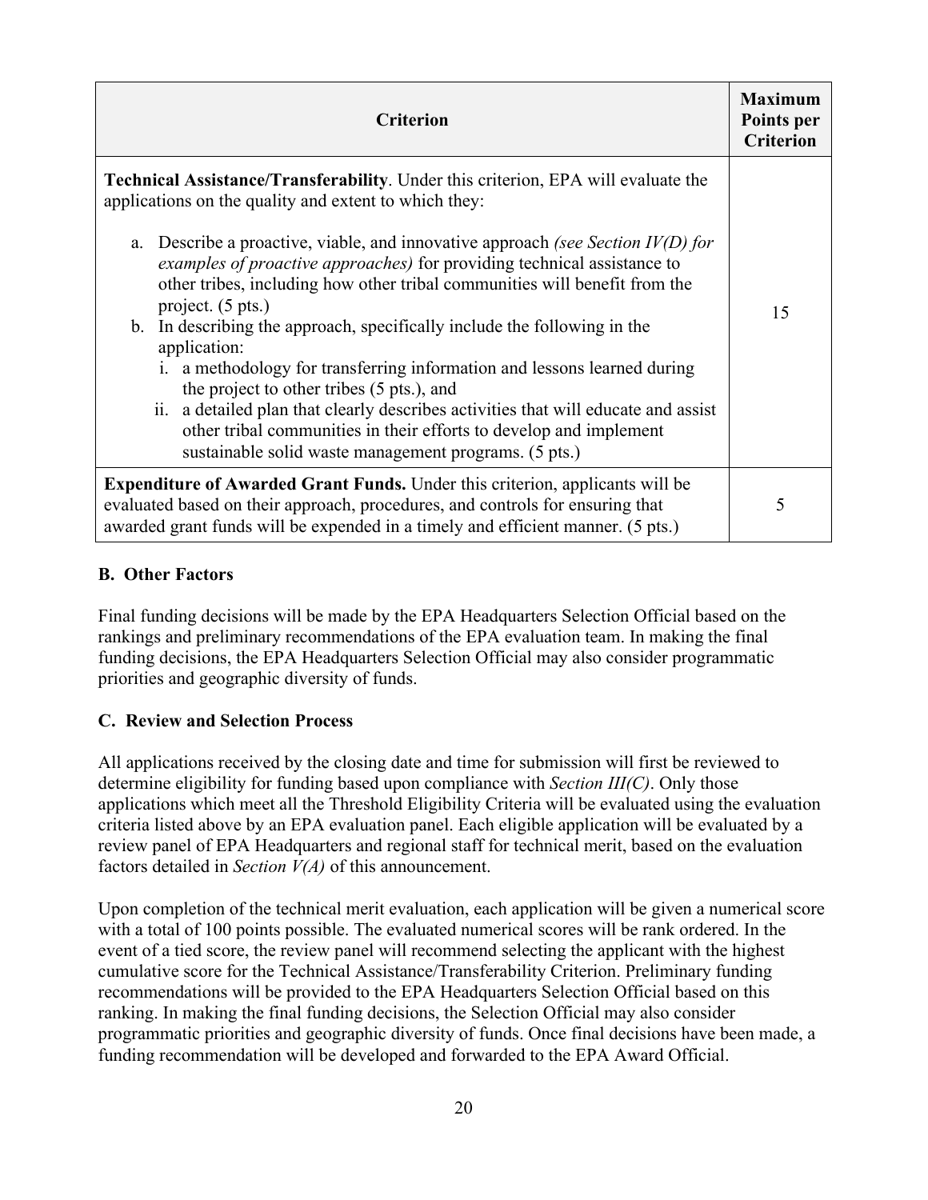| Criterion | Maximum Points per Criterion |
|---|---|
| **Technical Assistance/Transferability**. Under this criterion, EPA will evaluate the applications on the quality and extent to which they:<br><br>a. Describe a proactive, viable, and innovative approach *(see Section IV(D) for examples of proactive approaches)* for providing technical assistance to other tribes, including how other tribal communities will benefit from the project. (5 pts.)<br>b. In describing the approach, specifically include the following in the application:<br>i. a methodology for transferring information and lessons learned during the project to other tribes (5 pts.), and<br>ii. a detailed plan that clearly describes activities that will educate and assist other tribal communities in their efforts to develop and implement sustainable solid waste management programs. (5 pts.) | 15 |
| **Expenditure of Awarded Grant Funds.** Under this criterion, applicants will be evaluated based on their approach, procedures, and controls for ensuring that awarded grant funds will be expended in a timely and efficient manner. (5 pts.) | 5 |

### B. Other Factors

Final funding decisions will be made by the EPA Headquarters Selection Official based on the rankings and preliminary recommendations of the EPA evaluation team. In making the final funding decisions, the EPA Headquarters Selection Official may also consider programmatic priorities and geographic diversity of funds.

### C. Review and Selection Process

All applications received by the closing date and time for submission will first be reviewed to determine eligibility for funding based upon compliance with *Section III(C)*. Only those applications which meet all the Threshold Eligibility Criteria will be evaluated using the evaluation criteria listed above by an EPA evaluation panel. Each eligible application will be evaluated by a review panel of EPA Headquarters and regional staff for technical merit, based on the evaluation factors detailed in *Section V(A)* of this announcement.

Upon completion of the technical merit evaluation, each application will be given a numerical score with a total of 100 points possible. The evaluated numerical scores will be rank ordered. In the event of a tied score, the review panel will recommend selecting the applicant with the highest cumulative score for the Technical Assistance/Transferability Criterion. Preliminary funding recommendations will be provided to the EPA Headquarters Selection Official based on this ranking. In making the final funding decisions, the Selection Official may also consider programmatic priorities and geographic diversity of funds. Once final decisions have been made, a funding recommendation will be developed and forwarded to the EPA Award Official.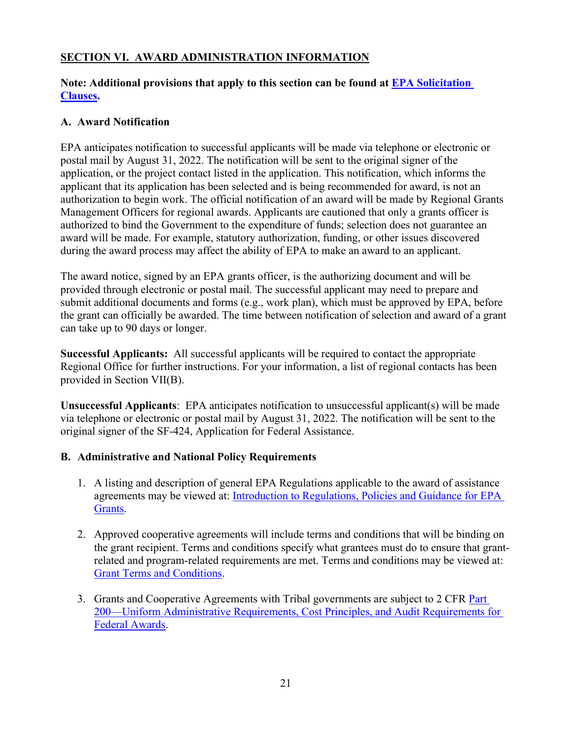## SECTION VI. AWARD ADMINISTRATION INFORMATION

**Note: Additional provisions that apply to this section can be found at EPA Solicitation Clauses.**

### A. Award Notification

EPA anticipates notification to successful applicants will be made via telephone or electronic or postal mail by August 31, 2022. The notification will be sent to the original signer of the application, or the project contact listed in the application. This notification, which informs the applicant that its application has been selected and is being recommended for award, is not an authorization to begin work. The official notification of an award will be made by Regional Grants Management Officers for regional awards. Applicants are cautioned that only a grants officer is authorized to bind the Government to the expenditure of funds; selection does not guarantee an award will be made. For example, statutory authorization, funding, or other issues discovered during the award process may affect the ability of EPA to make an award to an applicant.

The award notice, signed by an EPA grants officer, is the authorizing document and will be provided through electronic or postal mail. The successful applicant may need to prepare and submit additional documents and forms (e.g., work plan), which must be approved by EPA, before the grant can officially be awarded. The time between notification of selection and award of a grant can take up to 90 days or longer.

**Successful Applicants:** All successful applicants will be required to contact the appropriate Regional Office for further instructions. For your information, a list of regional contacts has been provided in Section VII(B).

**Unsuccessful Applicants**: EPA anticipates notification to unsuccessful applicant(s) will be made via telephone or electronic or postal mail by August 31, 2022. The notification will be sent to the original signer of the SF-424, Application for Federal Assistance.

### B. Administrative and National Policy Requirements

1. A listing and description of general EPA Regulations applicable to the award of assistance agreements may be viewed at: Introduction to Regulations, Policies and Guidance for EPA Grants.

2. Approved cooperative agreements will include terms and conditions that will be binding on the grant recipient. Terms and conditions specify what grantees must do to ensure that grant-related and program-related requirements are met. Terms and conditions may be viewed at: Grant Terms and Conditions.

3. Grants and Cooperative Agreements with Tribal governments are subject to 2 CFR Part 200—Uniform Administrative Requirements, Cost Principles, and Audit Requirements for Federal Awards.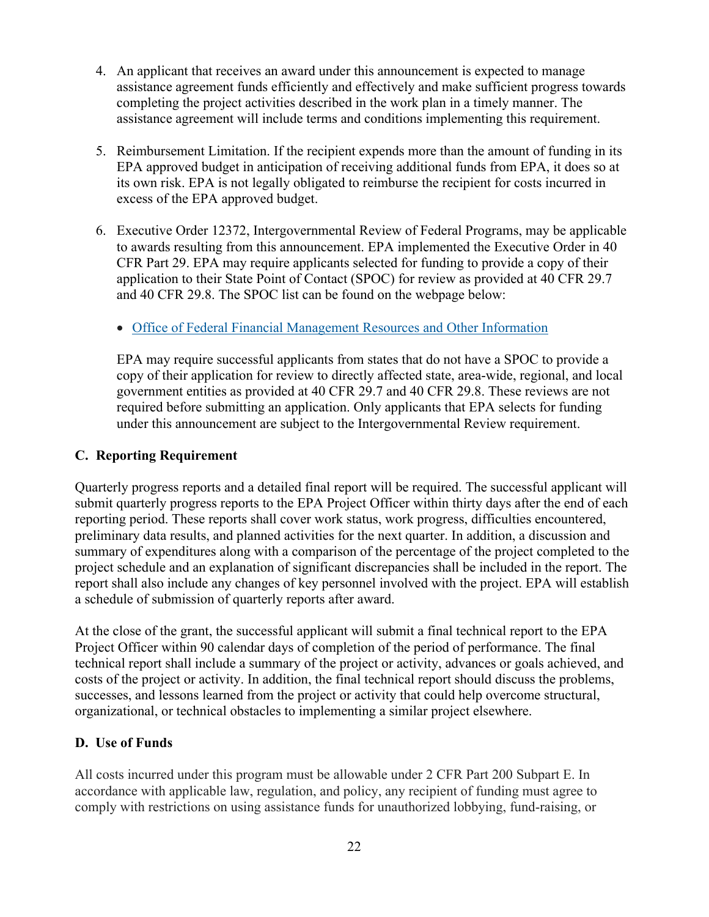4. An applicant that receives an award under this announcement is expected to manage assistance agreement funds efficiently and effectively and make sufficient progress towards completing the project activities described in the work plan in a timely manner. The assistance agreement will include terms and conditions implementing this requirement.

5. Reimbursement Limitation. If the recipient expends more than the amount of funding in its EPA approved budget in anticipation of receiving additional funds from EPA, it does so at its own risk. EPA is not legally obligated to reimburse the recipient for costs incurred in excess of the EPA approved budget.

6. Executive Order 12372, Intergovernmental Review of Federal Programs, may be applicable to awards resulting from this announcement. EPA implemented the Executive Order in 40 CFR Part 29. EPA may require applicants selected for funding to provide a copy of their application to their State Point of Contact (SPOC) for review as provided at 40 CFR 29.7 and 40 CFR 29.8. The SPOC list can be found on the webpage below:

   - Office of Federal Financial Management Resources and Other Information

   EPA may require successful applicants from states that do not have a SPOC to provide a copy of their application for review to directly affected state, area-wide, regional, and local government entities as provided at 40 CFR 29.7 and 40 CFR 29.8. These reviews are not required before submitting an application. Only applicants that EPA selects for funding under this announcement are subject to the Intergovernmental Review requirement.

### C. Reporting Requirement

Quarterly progress reports and a detailed final report will be required. The successful applicant will submit quarterly progress reports to the EPA Project Officer within thirty days after the end of each reporting period. These reports shall cover work status, work progress, difficulties encountered, preliminary data results, and planned activities for the next quarter. In addition, a discussion and summary of expenditures along with a comparison of the percentage of the project completed to the project schedule and an explanation of significant discrepancies shall be included in the report. The report shall also include any changes of key personnel involved with the project. EPA will establish a schedule of submission of quarterly reports after award.

At the close of the grant, the successful applicant will submit a final technical report to the EPA Project Officer within 90 calendar days of completion of the period of performance. The final technical report shall include a summary of the project or activity, advances or goals achieved, and costs of the project or activity. In addition, the final technical report should discuss the problems, successes, and lessons learned from the project or activity that could help overcome structural, organizational, or technical obstacles to implementing a similar project elsewhere.

### D. Use of Funds

All costs incurred under this program must be allowable under 2 CFR Part 200 Subpart E. In accordance with applicable law, regulation, and policy, any recipient of funding must agree to comply with restrictions on using assistance funds for unauthorized lobbying, fund-raising, or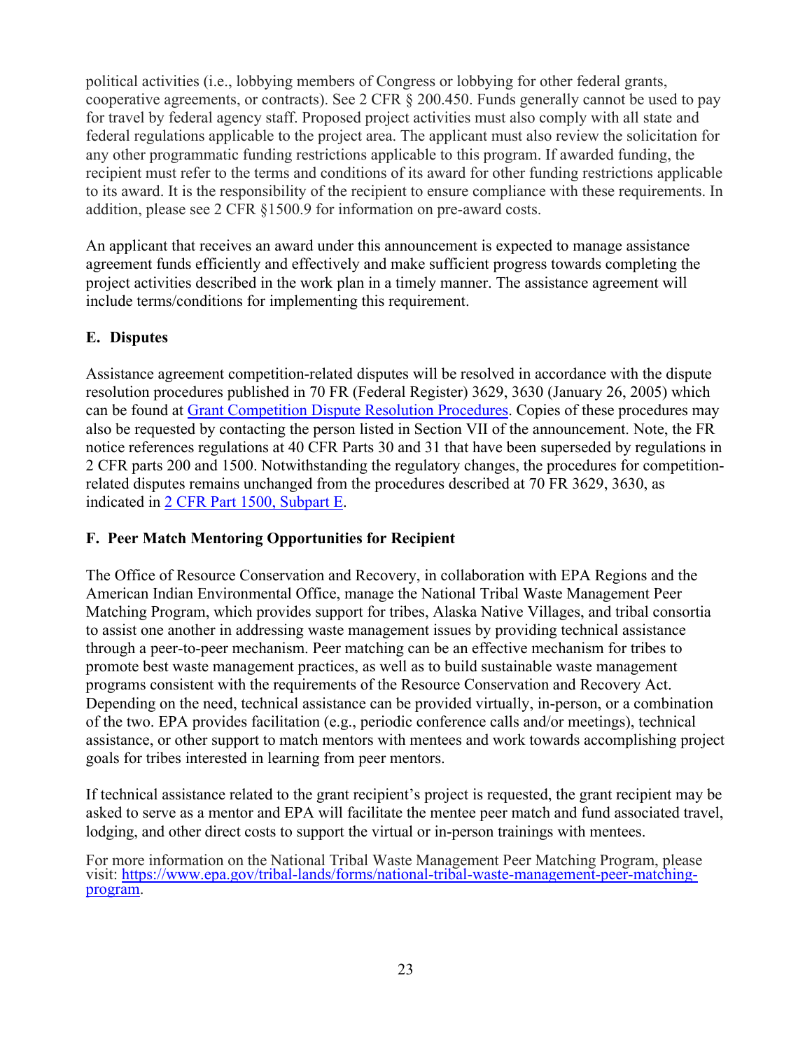political activities (i.e., lobbying members of Congress or lobbying for other federal grants, cooperative agreements, or contracts). See 2 CFR § 200.450. Funds generally cannot be used to pay for travel by federal agency staff. Proposed project activities must also comply with all state and federal regulations applicable to the project area. The applicant must also review the solicitation for any other programmatic funding restrictions applicable to this program. If awarded funding, the recipient must refer to the terms and conditions of its award for other funding restrictions applicable to its award. It is the responsibility of the recipient to ensure compliance with these requirements. In addition, please see 2 CFR §1500.9 for information on pre-award costs.

An applicant that receives an award under this announcement is expected to manage assistance agreement funds efficiently and effectively and make sufficient progress towards completing the project activities described in the work plan in a timely manner. The assistance agreement will include terms/conditions for implementing this requirement.

### E. Disputes

Assistance agreement competition-related disputes will be resolved in accordance with the dispute resolution procedures published in 70 FR (Federal Register) 3629, 3630 (January 26, 2005) which can be found at [Grant Competition Dispute Resolution Procedures](). Copies of these procedures may also be requested by contacting the person listed in Section VII of the announcement. Note, the FR notice references regulations at 40 CFR Parts 30 and 31 that have been superseded by regulations in 2 CFR parts 200 and 1500. Notwithstanding the regulatory changes, the procedures for competition-related disputes remains unchanged from the procedures described at 70 FR 3629, 3630, as indicated in [2 CFR Part 1500, Subpart E]().

### F. Peer Match Mentoring Opportunities for Recipient

The Office of Resource Conservation and Recovery, in collaboration with EPA Regions and the American Indian Environmental Office, manage the National Tribal Waste Management Peer Matching Program, which provides support for tribes, Alaska Native Villages, and tribal consortia to assist one another in addressing waste management issues by providing technical assistance through a peer-to-peer mechanism. Peer matching can be an effective mechanism for tribes to promote best waste management practices, as well as to build sustainable waste management programs consistent with the requirements of the Resource Conservation and Recovery Act. Depending on the need, technical assistance can be provided virtually, in-person, or a combination of the two. EPA provides facilitation (e.g., periodic conference calls and/or meetings), technical assistance, or other support to match mentors with mentees and work towards accomplishing project goals for tribes interested in learning from peer mentors.

If technical assistance related to the grant recipient's project is requested, the grant recipient may be asked to serve as a mentor and EPA will facilitate the mentee peer match and fund associated travel, lodging, and other direct costs to support the virtual or in-person trainings with mentees.

For more information on the National Tribal Waste Management Peer Matching Program, please visit: [https://www.epa.gov/tribal-lands/forms/national-tribal-waste-management-peer-matching-program](https://www.epa.gov/tribal-lands/forms/national-tribal-waste-management-peer-matching-program).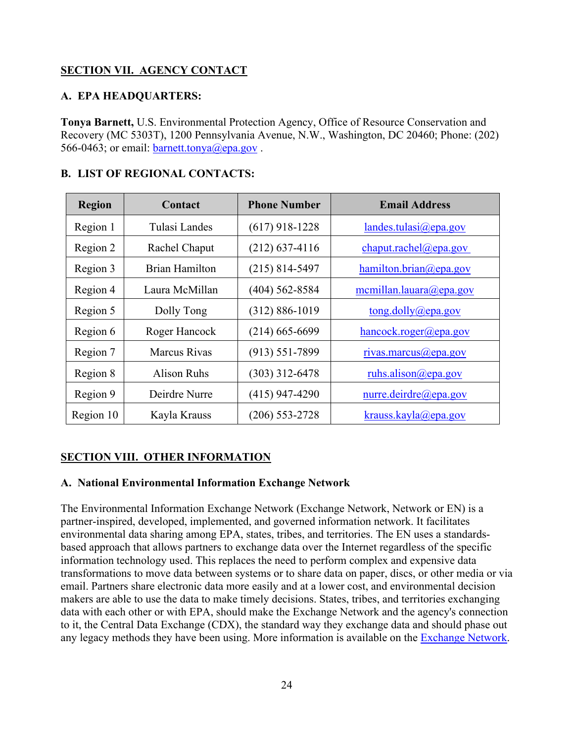## SECTION VII. AGENCY CONTACT

### A. EPA HEADQUARTERS:

**Tonya Barnett,** U.S. Environmental Protection Agency, Office of Resource Conservation and Recovery (MC 5303T), 1200 Pennsylvania Avenue, N.W., Washington, DC 20460; Phone: (202) 566-0463; or email: barnett.tonya@epa.gov .

### B. LIST OF REGIONAL CONTACTS:

| Region | Contact | Phone Number | Email Address |
|---|---|---|---|
| Region 1 | Tulasi Landes | (617) 918-1228 | landes.tulasi@epa.gov |
| Region 2 | Rachel Chaput | (212) 637-4116 | chaput.rachel@epa.gov |
| Region 3 | Brian Hamilton | (215) 814-5497 | hamilton.brian@epa.gov |
| Region 4 | Laura McMillan | (404) 562-8584 | mcmillan.lauara@epa.gov |
| Region 5 | Dolly Tong | (312) 886-1019 | tong.dolly@epa.gov |
| Region 6 | Roger Hancock | (214) 665-6699 | hancock.roger@epa.gov |
| Region 7 | Marcus Rivas | (913) 551-7899 | rivas.marcus@epa.gov |
| Region 8 | Alison Ruhs | (303) 312-6478 | ruhs.alison@epa.gov |
| Region 9 | Deirdre Nurre | (415) 947-4290 | nurre.deirdre@epa.gov |
| Region 10 | Kayla Krauss | (206) 553-2728 | krauss.kayla@epa.gov |

## SECTION VIII. OTHER INFORMATION

### A. National Environmental Information Exchange Network

The Environmental Information Exchange Network (Exchange Network, Network or EN) is a partner-inspired, developed, implemented, and governed information network. It facilitates environmental data sharing among EPA, states, tribes, and territories. The EN uses a standards-based approach that allows partners to exchange data over the Internet regardless of the specific information technology used. This replaces the need to perform complex and expensive data transformations to move data between systems or to share data on paper, discs, or other media or via email. Partners share electronic data more easily and at a lower cost, and environmental decision makers are able to use the data to make timely decisions. States, tribes, and territories exchanging data with each other or with EPA, should make the Exchange Network and the agency's connection to it, the Central Data Exchange (CDX), the standard way they exchange data and should phase out any legacy methods they have been using. More information is available on the Exchange Network.